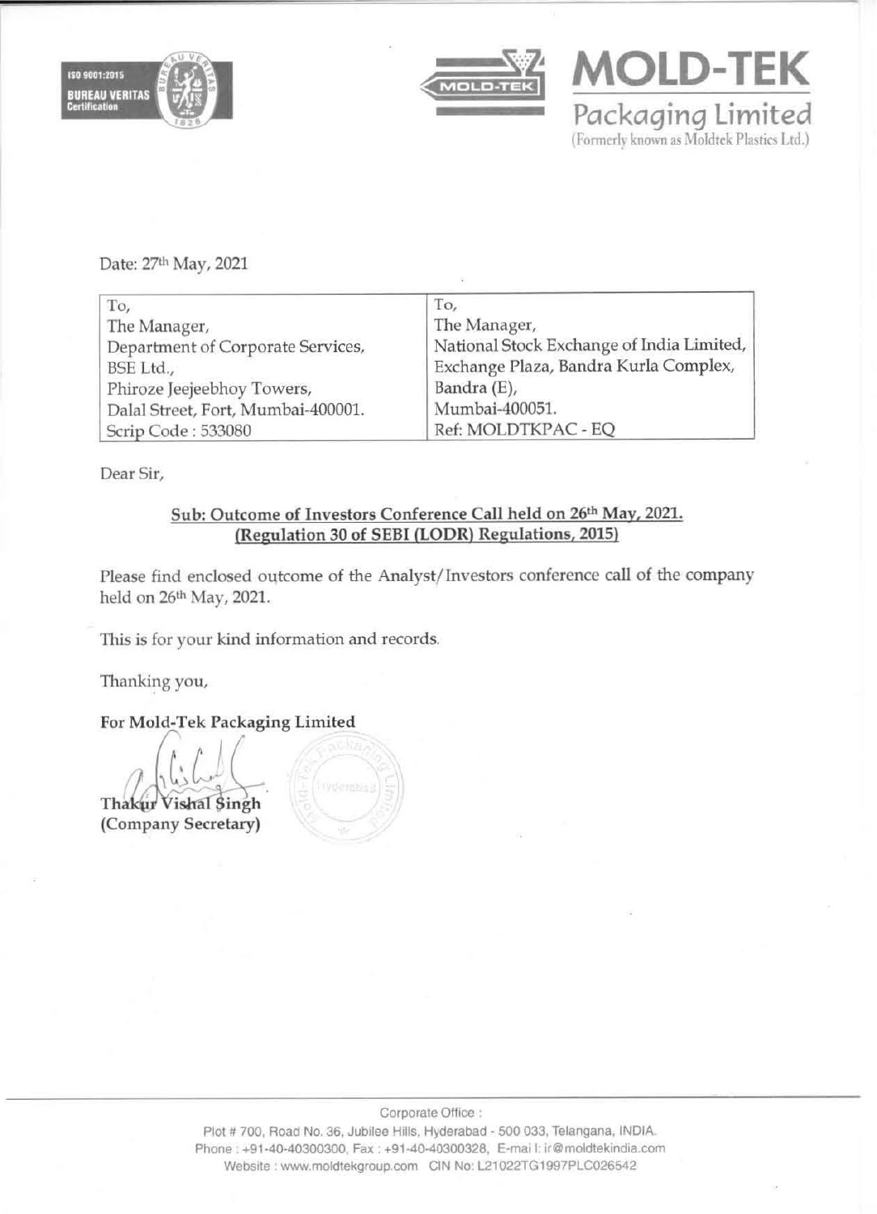**MOLD-TEK**

**Packaging Limited**

(Formerly known as Moldtek Plastics Ltd.)

Date: 27th May, 2021

| To, | To, |
|---|---|
| The Manager, | The Manager, |
| Department of Corporate Services, | National Stock Exchange of India Limited, |
| BSE Ltd., | Exchange Plaza, Bandra Kurla Complex, |
| Phiroze Jeejeebhoy Towers, | Bandra (E), |
| Dalal Street, Fort, Mumbai-400001. | Mumbai-400051. |
| Scrip Code : 533080 | Ref: MOLDTKPAC - EQ |

Dear Sir,

**Sub: Outcome of Investors Conference Call held on 26th May, 2021. (Regulation 30 of SEBI (LODR) Regulations, 2015)**

Please find enclosed outcome of the Analyst/Investors conference call of the company held on 26th May, 2021.

This is for your kind information and records.

Thanking you,

**For Mold-Tek Packaging Limited**

**Thakur Vishal Singh**
**(Company Secretary)**

Corporate Office :
Plot # 700, Road No. 36, Jubilee Hills, Hyderabad - 500 033, Telangana, INDIA.
Phone : +91-40-40300300, Fax : +91-40-40300328, E-mail: ir@moldtekindia.com
Website : www.moldtekgroup.com CIN No: L21022TG1997PLC026542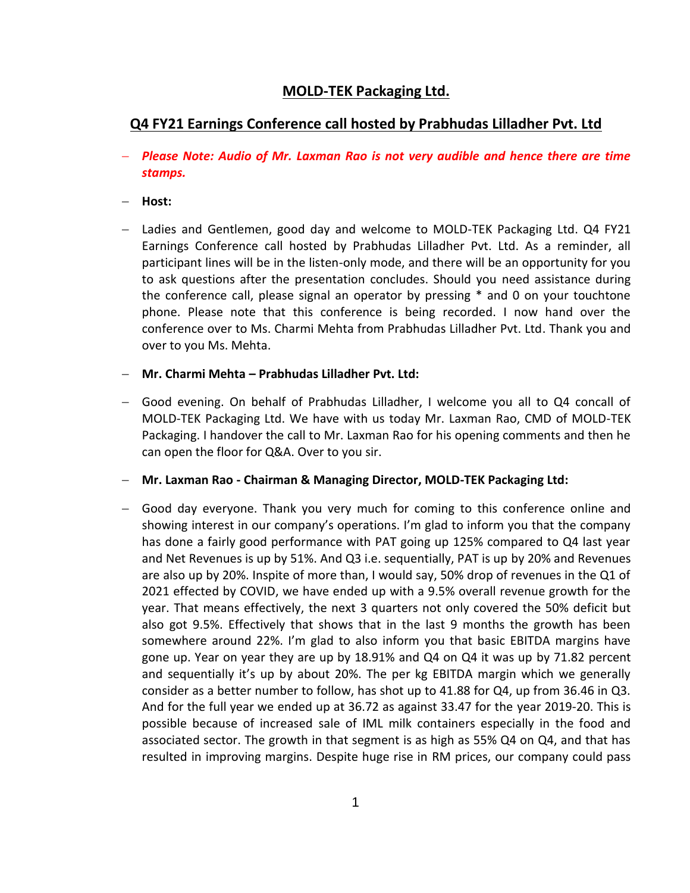# MOLD-TEK Packaging Ltd.

## Q4 FY21 Earnings Conference call hosted by Prabhudas Lilladher Pvt. Ltd

- ***Please Note: Audio of Mr. Laxman Rao is not very audible and hence there are time stamps.***

- **Host:**

- Ladies and Gentlemen, good day and welcome to MOLD-TEK Packaging Ltd. Q4 FY21 Earnings Conference call hosted by Prabhudas Lilladher Pvt. Ltd. As a reminder, all participant lines will be in the listen-only mode, and there will be an opportunity for you to ask questions after the presentation concludes. Should you need assistance during the conference call, please signal an operator by pressing * and 0 on your touchtone phone. Please note that this conference is being recorded. I now hand over the conference over to Ms. Charmi Mehta from Prabhudas Lilladher Pvt. Ltd. Thank you and over to you Ms. Mehta.

- **Mr. Charmi Mehta – Prabhudas Lilladher Pvt. Ltd:**

- Good evening. On behalf of Prabhudas Lilladher, I welcome you all to Q4 concall of MOLD-TEK Packaging Ltd. We have with us today Mr. Laxman Rao, CMD of MOLD-TEK Packaging. I handover the call to Mr. Laxman Rao for his opening comments and then he can open the floor for Q&A. Over to you sir.

- **Mr. Laxman Rao - Chairman & Managing Director, MOLD-TEK Packaging Ltd:**

- Good day everyone. Thank you very much for coming to this conference online and showing interest in our company's operations. I'm glad to inform you that the company has done a fairly good performance with PAT going up 125% compared to Q4 last year and Net Revenues is up by 51%. And Q3 i.e. sequentially, PAT is up by 20% and Revenues are also up by 20%. Inspite of more than, I would say, 50% drop of revenues in the Q1 of 2021 effected by COVID, we have ended up with a 9.5% overall revenue growth for the year. That means effectively, the next 3 quarters not only covered the 50% deficit but also got 9.5%. Effectively that shows that in the last 9 months the growth has been somewhere around 22%. I'm glad to also inform you that basic EBITDA margins have gone up. Year on year they are up by 18.91% and Q4 on Q4 it was up by 71.82 percent and sequentially it's up by about 20%. The per kg EBITDA margin which we generally consider as a better number to follow, has shot up to 41.88 for Q4, up from 36.46 in Q3. And for the full year we ended up at 36.72 as against 33.47 for the year 2019-20. This is possible because of increased sale of IML milk containers especially in the food and associated sector. The growth in that segment is as high as 55% Q4 on Q4, and that has resulted in improving margins. Despite huge rise in RM prices, our company could pass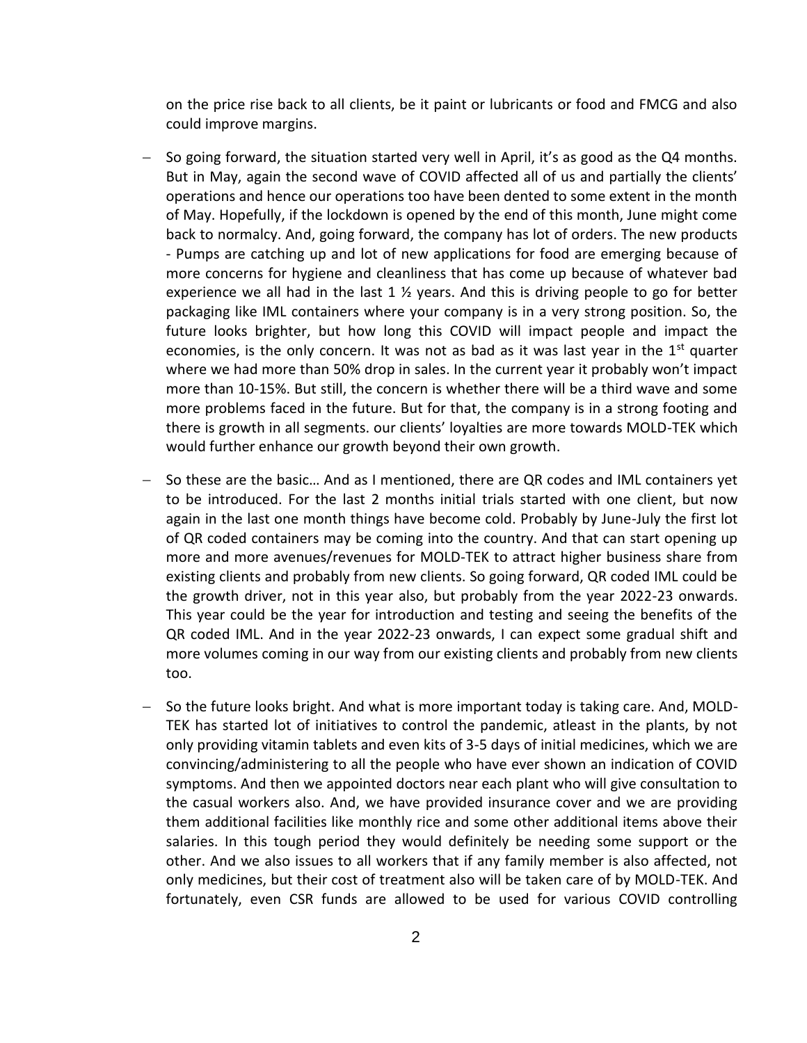on the price rise back to all clients, be it paint or lubricants or food and FMCG and also could improve margins.

- So going forward, the situation started very well in April, it's as good as the Q4 months. But in May, again the second wave of COVID affected all of us and partially the clients' operations and hence our operations too have been dented to some extent in the month of May. Hopefully, if the lockdown is opened by the end of this month, June might come back to normalcy. And, going forward, the company has lot of orders. The new products - Pumps are catching up and lot of new applications for food are emerging because of more concerns for hygiene and cleanliness that has come up because of whatever bad experience we all had in the last 1 ½ years. And this is driving people to go for better packaging like IML containers where your company is in a very strong position. So, the future looks brighter, but how long this COVID will impact people and impact the economies, is the only concern. It was not as bad as it was last year in the 1st quarter where we had more than 50% drop in sales. In the current year it probably won't impact more than 10-15%. But still, the concern is whether there will be a third wave and some more problems faced in the future. But for that, the company is in a strong footing and there is growth in all segments. our clients' loyalties are more towards MOLD-TEK which would further enhance our growth beyond their own growth.

- So these are the basic… And as I mentioned, there are QR codes and IML containers yet to be introduced. For the last 2 months initial trials started with one client, but now again in the last one month things have become cold. Probably by June-July the first lot of QR coded containers may be coming into the country. And that can start opening up more and more avenues/revenues for MOLD-TEK to attract higher business share from existing clients and probably from new clients. So going forward, QR coded IML could be the growth driver, not in this year also, but probably from the year 2022-23 onwards. This year could be the year for introduction and testing and seeing the benefits of the QR coded IML. And in the year 2022-23 onwards, I can expect some gradual shift and more volumes coming in our way from our existing clients and probably from new clients too.

- So the future looks bright. And what is more important today is taking care. And, MOLD-TEK has started lot of initiatives to control the pandemic, atleast in the plants, by not only providing vitamin tablets and even kits of 3-5 days of initial medicines, which we are convincing/administering to all the people who have ever shown an indication of COVID symptoms. And then we appointed doctors near each plant who will give consultation to the casual workers also. And, we have provided insurance cover and we are providing them additional facilities like monthly rice and some other additional items above their salaries. In this tough period they would definitely be needing some support or the other. And we also issues to all workers that if any family member is also affected, not only medicines, but their cost of treatment also will be taken care of by MOLD-TEK. And fortunately, even CSR funds are allowed to be used for various COVID controlling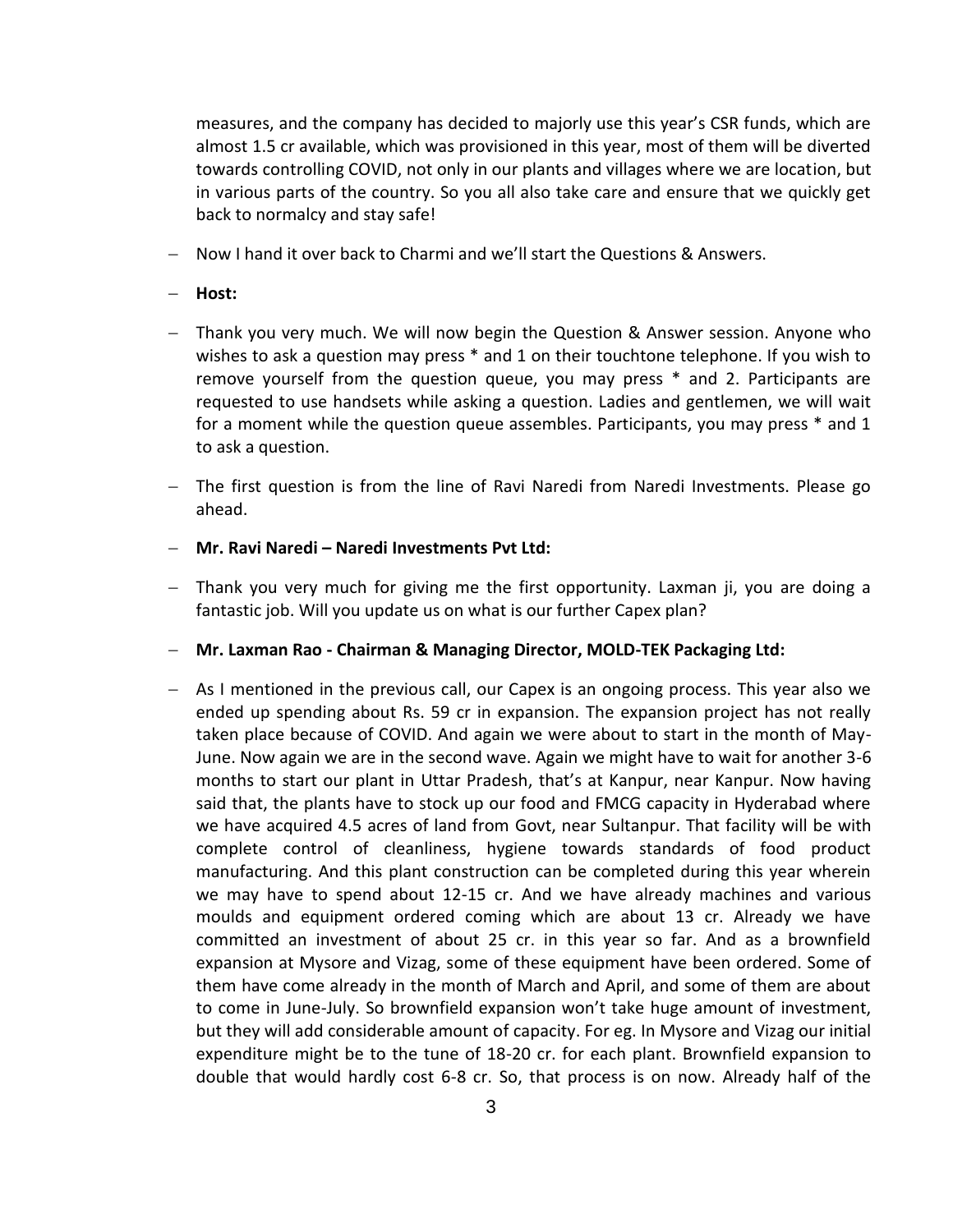measures, and the company has decided to majorly use this year's CSR funds, which are almost 1.5 cr available, which was provisioned in this year, most of them will be diverted towards controlling COVID, not only in our plants and villages where we are location, but in various parts of the country. So you all also take care and ensure that we quickly get back to normalcy and stay safe!

- Now I hand it over back to Charmi and we'll start the Questions & Answers.

- **Host:**

- Thank you very much. We will now begin the Question & Answer session. Anyone who wishes to ask a question may press * and 1 on their touchtone telephone. If you wish to remove yourself from the question queue, you may press * and 2. Participants are requested to use handsets while asking a question. Ladies and gentlemen, we will wait for a moment while the question queue assembles. Participants, you may press * and 1 to ask a question.

- The first question is from the line of Ravi Naredi from Naredi Investments. Please go ahead.

- **Mr. Ravi Naredi – Naredi Investments Pvt Ltd:**

- Thank you very much for giving me the first opportunity. Laxman ji, you are doing a fantastic job. Will you update us on what is our further Capex plan?

- **Mr. Laxman Rao - Chairman & Managing Director, MOLD-TEK Packaging Ltd:**

- As I mentioned in the previous call, our Capex is an ongoing process. This year also we ended up spending about Rs. 59 cr in expansion. The expansion project has not really taken place because of COVID. And again we were about to start in the month of May-June. Now again we are in the second wave. Again we might have to wait for another 3-6 months to start our plant in Uttar Pradesh, that's at Kanpur, near Kanpur. Now having said that, the plants have to stock up our food and FMCG capacity in Hyderabad where we have acquired 4.5 acres of land from Govt, near Sultanpur. That facility will be with complete control of cleanliness, hygiene towards standards of food product manufacturing. And this plant construction can be completed during this year wherein we may have to spend about 12-15 cr. And we have already machines and various moulds and equipment ordered coming which are about 13 cr. Already we have committed an investment of about 25 cr. in this year so far. And as a brownfield expansion at Mysore and Vizag, some of these equipment have been ordered. Some of them have come already in the month of March and April, and some of them are about to come in June-July. So brownfield expansion won't take huge amount of investment, but they will add considerable amount of capacity. For eg. In Mysore and Vizag our initial expenditure might be to the tune of 18-20 cr. for each plant. Brownfield expansion to double that would hardly cost 6-8 cr. So, that process is on now. Already half of the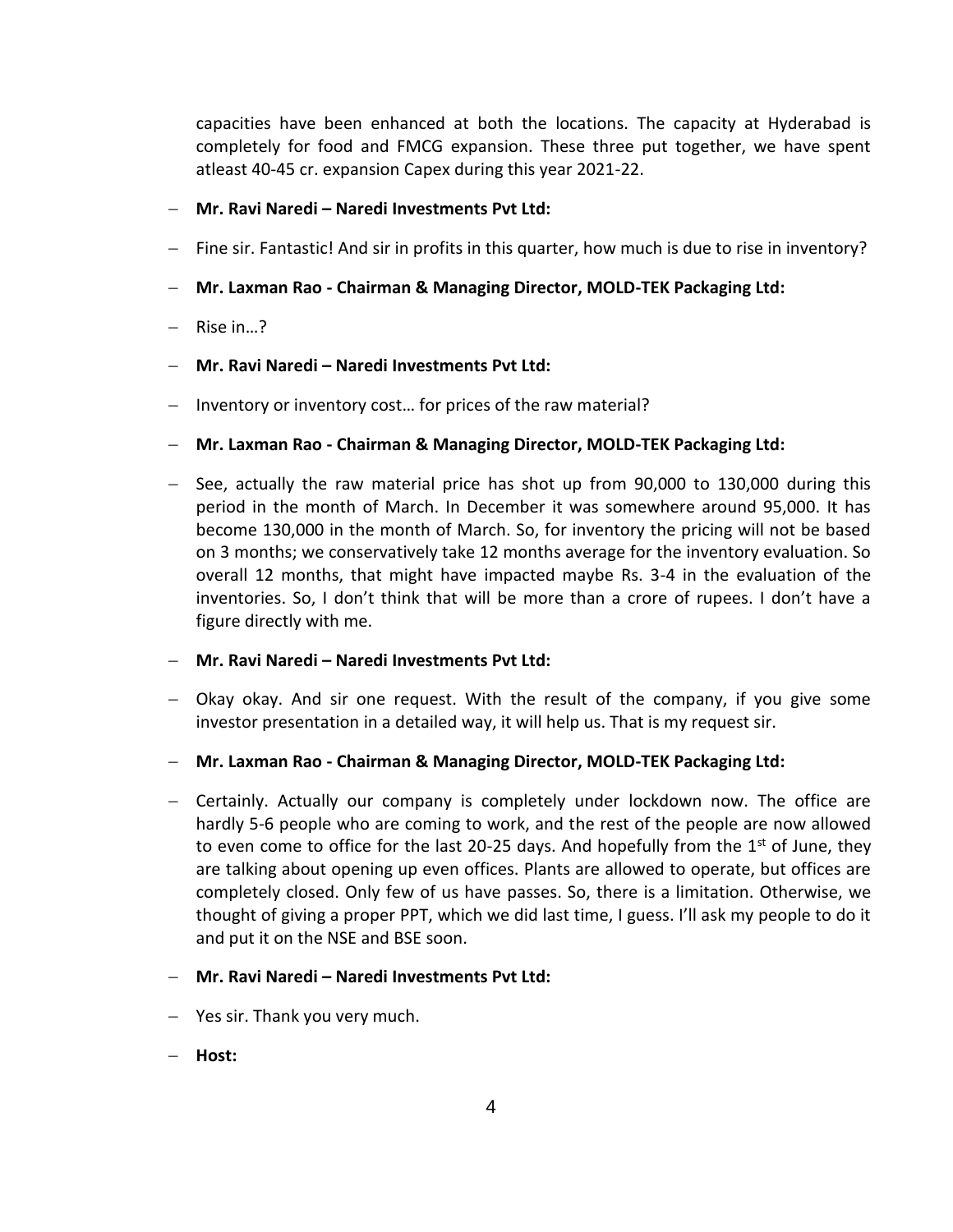capacities have been enhanced at both the locations. The capacity at Hyderabad is completely for food and FMCG expansion. These three put together, we have spent atleast 40-45 cr. expansion Capex during this year 2021-22.

- **Mr. Ravi Naredi – Naredi Investments Pvt Ltd:**
- Fine sir. Fantastic! And sir in profits in this quarter, how much is due to rise in inventory?
- **Mr. Laxman Rao - Chairman & Managing Director, MOLD-TEK Packaging Ltd:**
- Rise in…?
- **Mr. Ravi Naredi – Naredi Investments Pvt Ltd:**
- Inventory or inventory cost… for prices of the raw material?
- **Mr. Laxman Rao - Chairman & Managing Director, MOLD-TEK Packaging Ltd:**
- See, actually the raw material price has shot up from 90,000 to 130,000 during this period in the month of March. In December it was somewhere around 95,000. It has become 130,000 in the month of March. So, for inventory the pricing will not be based on 3 months; we conservatively take 12 months average for the inventory evaluation. So overall 12 months, that might have impacted maybe Rs. 3-4 in the evaluation of the inventories. So, I don't think that will be more than a crore of rupees. I don't have a figure directly with me.
- **Mr. Ravi Naredi – Naredi Investments Pvt Ltd:**
- Okay okay. And sir one request. With the result of the company, if you give some investor presentation in a detailed way, it will help us. That is my request sir.
- **Mr. Laxman Rao - Chairman & Managing Director, MOLD-TEK Packaging Ltd:**
- Certainly. Actually our company is completely under lockdown now. The office are hardly 5-6 people who are coming to work, and the rest of the people are now allowed to even come to office for the last 20-25 days. And hopefully from the 1st of June, they are talking about opening up even offices. Plants are allowed to operate, but offices are completely closed. Only few of us have passes. So, there is a limitation. Otherwise, we thought of giving a proper PPT, which we did last time, I guess. I'll ask my people to do it and put it on the NSE and BSE soon.
- **Mr. Ravi Naredi – Naredi Investments Pvt Ltd:**
- Yes sir. Thank you very much.
- **Host:**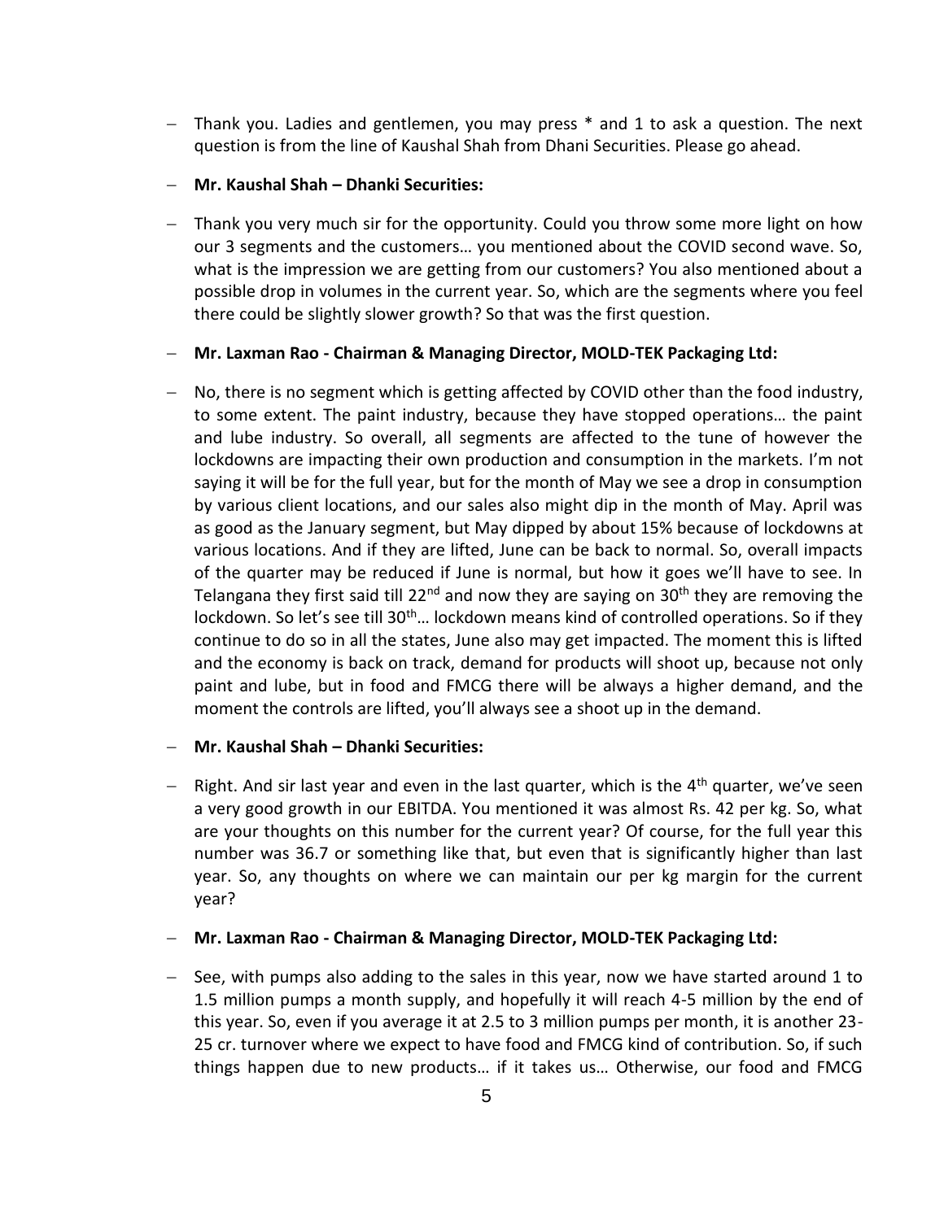- Thank you. Ladies and gentlemen, you may press * and 1 to ask a question. The next question is from the line of Kaushal Shah from Dhani Securities. Please go ahead.

- **Mr. Kaushal Shah – Dhanki Securities:**

- Thank you very much sir for the opportunity. Could you throw some more light on how our 3 segments and the customers… you mentioned about the COVID second wave. So, what is the impression we are getting from our customers? You also mentioned about a possible drop in volumes in the current year. So, which are the segments where you feel there could be slightly slower growth? So that was the first question.

- **Mr. Laxman Rao - Chairman & Managing Director, MOLD-TEK Packaging Ltd:**

- No, there is no segment which is getting affected by COVID other than the food industry, to some extent. The paint industry, because they have stopped operations… the paint and lube industry. So overall, all segments are affected to the tune of however the lockdowns are impacting their own production and consumption in the markets. I'm not saying it will be for the full year, but for the month of May we see a drop in consumption by various client locations, and our sales also might dip in the month of May. April was as good as the January segment, but May dipped by about 15% because of lockdowns at various locations. And if they are lifted, June can be back to normal. So, overall impacts of the quarter may be reduced if June is normal, but how it goes we'll have to see. In Telangana they first said till 22nd and now they are saying on 30th they are removing the lockdown. So let's see till 30th… lockdown means kind of controlled operations. So if they continue to do so in all the states, June also may get impacted. The moment this is lifted and the economy is back on track, demand for products will shoot up, because not only paint and lube, but in food and FMCG there will be always a higher demand, and the moment the controls are lifted, you'll always see a shoot up in the demand.

- **Mr. Kaushal Shah – Dhanki Securities:**

- Right. And sir last year and even in the last quarter, which is the 4th quarter, we've seen a very good growth in our EBITDA. You mentioned it was almost Rs. 42 per kg. So, what are your thoughts on this number for the current year? Of course, for the full year this number was 36.7 or something like that, but even that is significantly higher than last year. So, any thoughts on where we can maintain our per kg margin for the current year?

- **Mr. Laxman Rao - Chairman & Managing Director, MOLD-TEK Packaging Ltd:**

- See, with pumps also adding to the sales in this year, now we have started around 1 to 1.5 million pumps a month supply, and hopefully it will reach 4-5 million by the end of this year. So, even if you average it at 2.5 to 3 million pumps per month, it is another 23-25 cr. turnover where we expect to have food and FMCG kind of contribution. So, if such things happen due to new products… if it takes us… Otherwise, our food and FMCG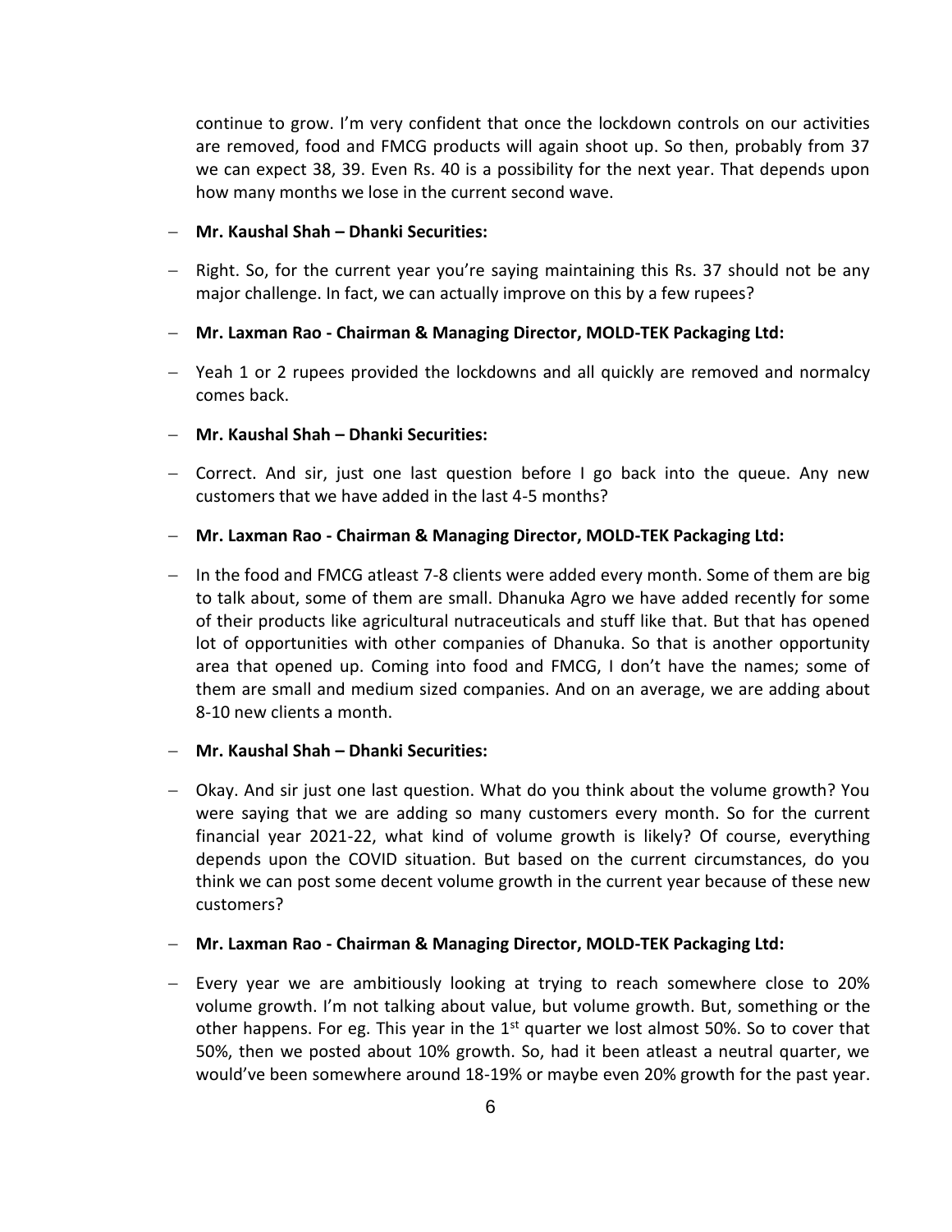continue to grow. I'm very confident that once the lockdown controls on our activities are removed, food and FMCG products will again shoot up. So then, probably from 37 we can expect 38, 39. Even Rs. 40 is a possibility for the next year. That depends upon how many months we lose in the current second wave.

- **Mr. Kaushal Shah – Dhanki Securities:**
- Right. So, for the current year you're saying maintaining this Rs. 37 should not be any major challenge. In fact, we can actually improve on this by a few rupees?
- **Mr. Laxman Rao - Chairman & Managing Director, MOLD-TEK Packaging Ltd:**
- Yeah 1 or 2 rupees provided the lockdowns and all quickly are removed and normalcy comes back.
- **Mr. Kaushal Shah – Dhanki Securities:**
- Correct. And sir, just one last question before I go back into the queue. Any new customers that we have added in the last 4-5 months?
- **Mr. Laxman Rao - Chairman & Managing Director, MOLD-TEK Packaging Ltd:**
- In the food and FMCG atleast 7-8 clients were added every month. Some of them are big to talk about, some of them are small. Dhanuka Agro we have added recently for some of their products like agricultural nutraceuticals and stuff like that. But that has opened lot of opportunities with other companies of Dhanuka. So that is another opportunity area that opened up. Coming into food and FMCG, I don't have the names; some of them are small and medium sized companies. And on an average, we are adding about 8-10 new clients a month.
- **Mr. Kaushal Shah – Dhanki Securities:**
- Okay. And sir just one last question. What do you think about the volume growth? You were saying that we are adding so many customers every month. So for the current financial year 2021-22, what kind of volume growth is likely? Of course, everything depends upon the COVID situation. But based on the current circumstances, do you think we can post some decent volume growth in the current year because of these new customers?
- **Mr. Laxman Rao - Chairman & Managing Director, MOLD-TEK Packaging Ltd:**
- Every year we are ambitiously looking at trying to reach somewhere close to 20% volume growth. I'm not talking about value, but volume growth. But, something or the other happens. For eg. This year in the 1st quarter we lost almost 50%. So to cover that 50%, then we posted about 10% growth. So, had it been atleast a neutral quarter, we would've been somewhere around 18-19% or maybe even 20% growth for the past year.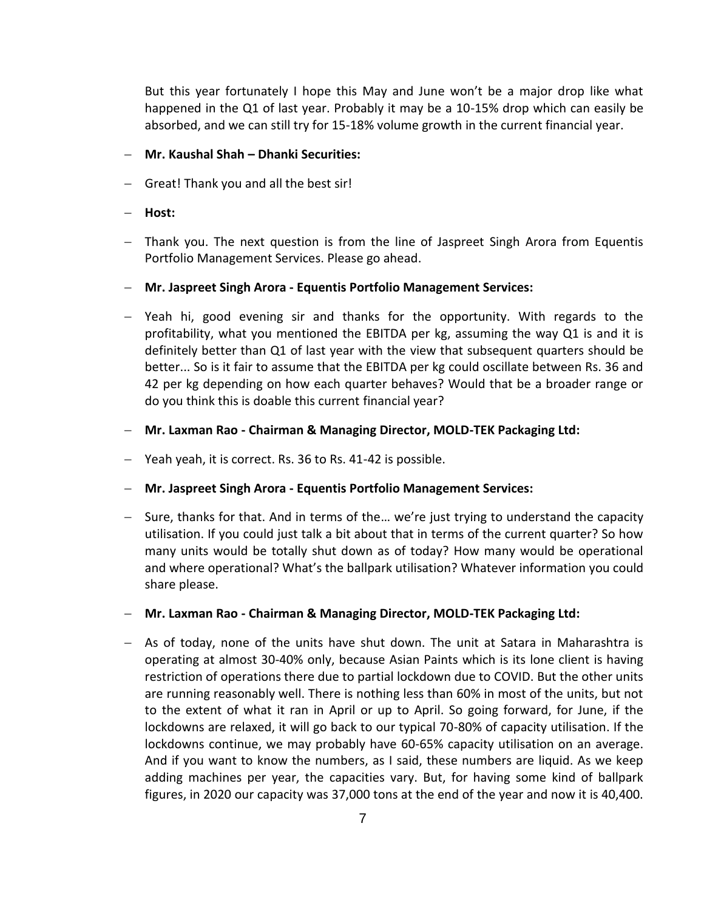But this year fortunately I hope this May and June won't be a major drop like what happened in the Q1 of last year. Probably it may be a 10-15% drop which can easily be absorbed, and we can still try for 15-18% volume growth in the current financial year.

- **Mr. Kaushal Shah – Dhanki Securities:**
- Great! Thank you and all the best sir!
- **Host:**
- Thank you. The next question is from the line of Jaspreet Singh Arora from Equentis Portfolio Management Services. Please go ahead.
- **Mr. Jaspreet Singh Arora - Equentis Portfolio Management Services:**
- Yeah hi, good evening sir and thanks for the opportunity. With regards to the profitability, what you mentioned the EBITDA per kg, assuming the way Q1 is and it is definitely better than Q1 of last year with the view that subsequent quarters should be better... So is it fair to assume that the EBITDA per kg could oscillate between Rs. 36 and 42 per kg depending on how each quarter behaves? Would that be a broader range or do you think this is doable this current financial year?
- **Mr. Laxman Rao - Chairman & Managing Director, MOLD-TEK Packaging Ltd:**
- Yeah yeah, it is correct. Rs. 36 to Rs. 41-42 is possible.
- **Mr. Jaspreet Singh Arora - Equentis Portfolio Management Services:**
- Sure, thanks for that. And in terms of the… we're just trying to understand the capacity utilisation. If you could just talk a bit about that in terms of the current quarter? So how many units would be totally shut down as of today? How many would be operational and where operational? What's the ballpark utilisation? Whatever information you could share please.
- **Mr. Laxman Rao - Chairman & Managing Director, MOLD-TEK Packaging Ltd:**
- As of today, none of the units have shut down. The unit at Satara in Maharashtra is operating at almost 30-40% only, because Asian Paints which is its lone client is having restriction of operations there due to partial lockdown due to COVID. But the other units are running reasonably well. There is nothing less than 60% in most of the units, but not to the extent of what it ran in April or up to April. So going forward, for June, if the lockdowns are relaxed, it will go back to our typical 70-80% of capacity utilisation. If the lockdowns continue, we may probably have 60-65% capacity utilisation on an average. And if you want to know the numbers, as I said, these numbers are liquid. As we keep adding machines per year, the capacities vary. But, for having some kind of ballpark figures, in 2020 our capacity was 37,000 tons at the end of the year and now it is 40,400.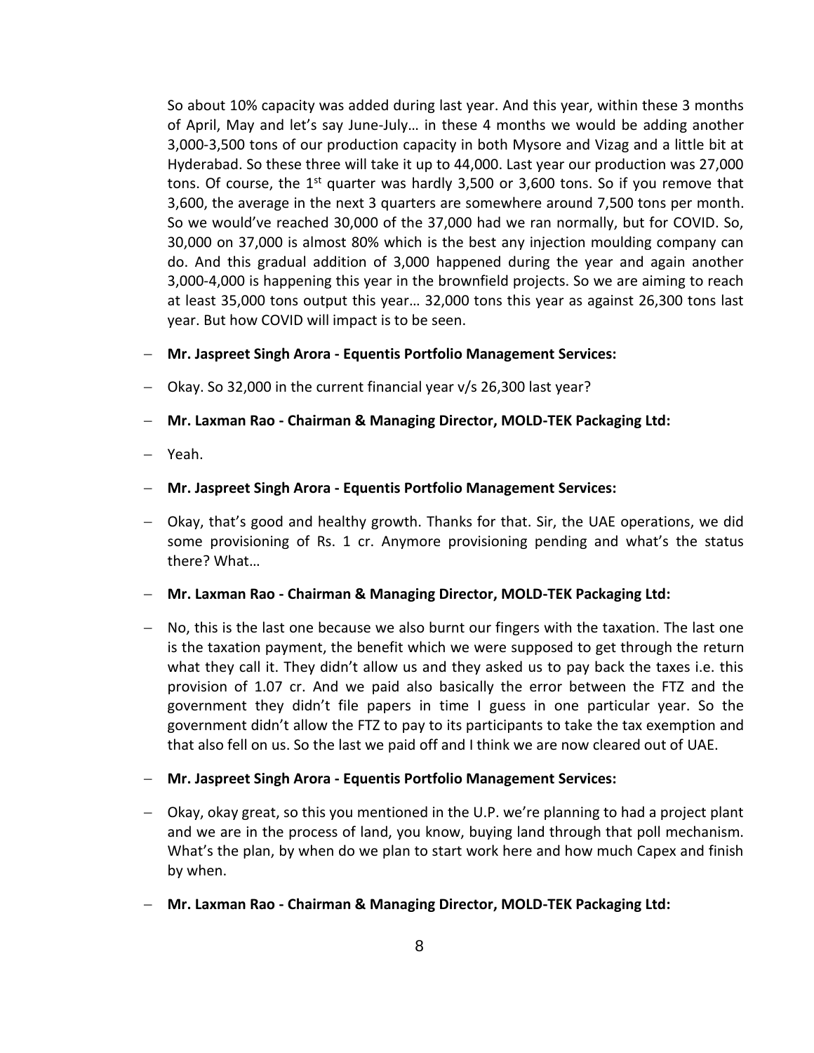So about 10% capacity was added during last year. And this year, within these 3 months of April, May and let's say June-July… in these 4 months we would be adding another 3,000-3,500 tons of our production capacity in both Mysore and Vizag and a little bit at Hyderabad. So these three will take it up to 44,000. Last year our production was 27,000 tons. Of course, the 1st quarter was hardly 3,500 or 3,600 tons. So if you remove that 3,600, the average in the next 3 quarters are somewhere around 7,500 tons per month. So we would've reached 30,000 of the 37,000 had we ran normally, but for COVID. So, 30,000 on 37,000 is almost 80% which is the best any injection moulding company can do. And this gradual addition of 3,000 happened during the year and again another 3,000-4,000 is happening this year in the brownfield projects. So we are aiming to reach at least 35,000 tons output this year… 32,000 tons this year as against 26,300 tons last year. But how COVID will impact is to be seen.

- **Mr. Jaspreet Singh Arora - Equentis Portfolio Management Services:**
- Okay. So 32,000 in the current financial year v/s 26,300 last year?
- **Mr. Laxman Rao - Chairman & Managing Director, MOLD-TEK Packaging Ltd:**
- Yeah.
- **Mr. Jaspreet Singh Arora - Equentis Portfolio Management Services:**
- Okay, that's good and healthy growth. Thanks for that. Sir, the UAE operations, we did some provisioning of Rs. 1 cr. Anymore provisioning pending and what's the status there? What…
- **Mr. Laxman Rao - Chairman & Managing Director, MOLD-TEK Packaging Ltd:**
- No, this is the last one because we also burnt our fingers with the taxation. The last one is the taxation payment, the benefit which we were supposed to get through the return what they call it. They didn't allow us and they asked us to pay back the taxes i.e. this provision of 1.07 cr. And we paid also basically the error between the FTZ and the government they didn't file papers in time I guess in one particular year. So the government didn't allow the FTZ to pay to its participants to take the tax exemption and that also fell on us. So the last we paid off and I think we are now cleared out of UAE.
- **Mr. Jaspreet Singh Arora - Equentis Portfolio Management Services:**
- Okay, okay great, so this you mentioned in the U.P. we're planning to had a project plant and we are in the process of land, you know, buying land through that poll mechanism. What's the plan, by when do we plan to start work here and how much Capex and finish by when.
- **Mr. Laxman Rao - Chairman & Managing Director, MOLD-TEK Packaging Ltd:**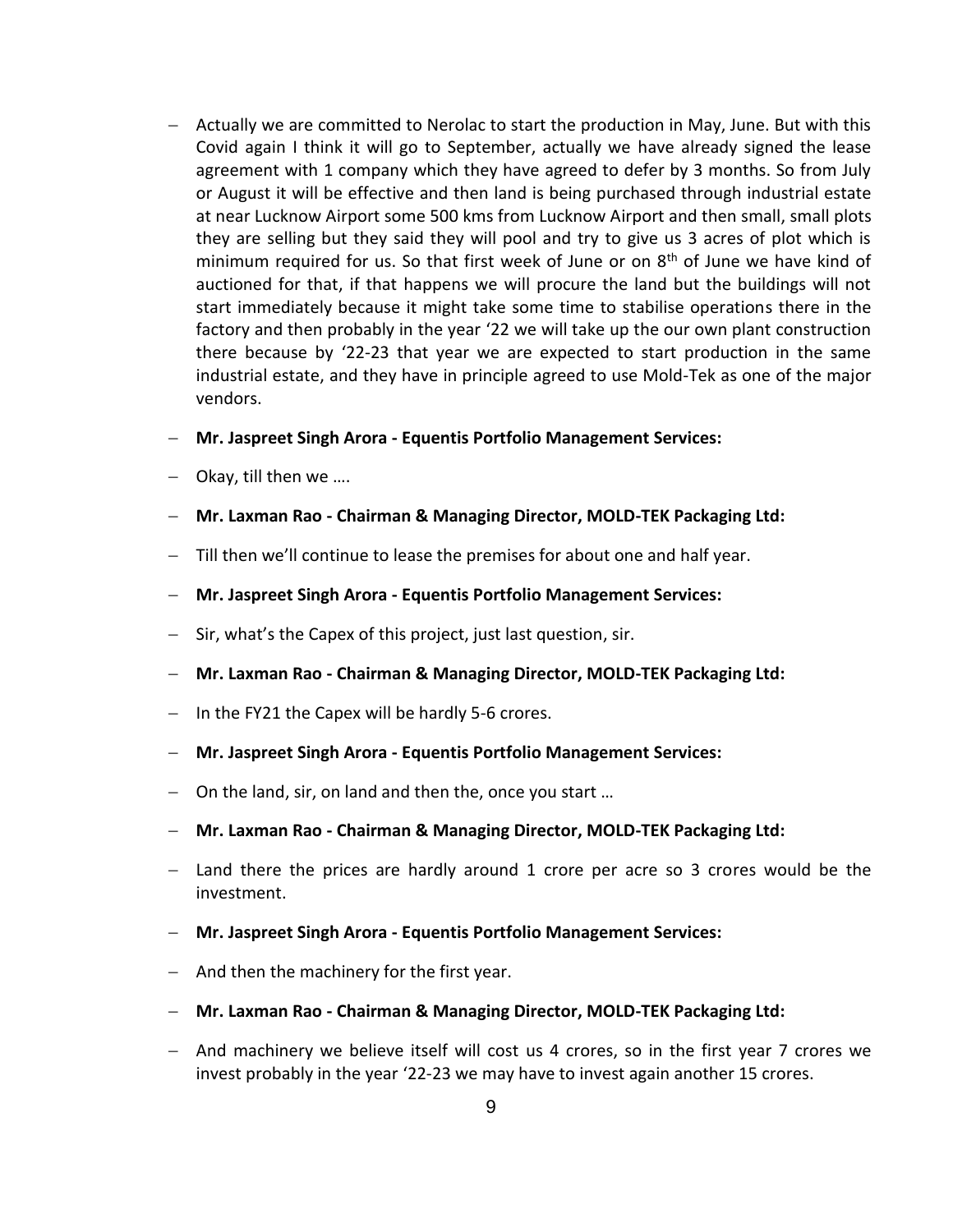- Actually we are committed to Nerolac to start the production in May, June. But with this Covid again I think it will go to September, actually we have already signed the lease agreement with 1 company which they have agreed to defer by 3 months. So from July or August it will be effective and then land is being purchased through industrial estate at near Lucknow Airport some 500 kms from Lucknow Airport and then small, small plots they are selling but they said they will pool and try to give us 3 acres of plot which is minimum required for us. So that first week of June or on 8th of June we have kind of auctioned for that, if that happens we will procure the land but the buildings will not start immediately because it might take some time to stabilise operations there in the factory and then probably in the year '22 we will take up the our own plant construction there because by '22-23 that year we are expected to start production in the same industrial estate, and they have in principle agreed to use Mold-Tek as one of the major vendors.

- **Mr. Jaspreet Singh Arora - Equentis Portfolio Management Services:**

- Okay, till then we ….

- **Mr. Laxman Rao - Chairman & Managing Director, MOLD-TEK Packaging Ltd:**

- Till then we'll continue to lease the premises for about one and half year.

- **Mr. Jaspreet Singh Arora - Equentis Portfolio Management Services:**

- Sir, what's the Capex of this project, just last question, sir.

- **Mr. Laxman Rao - Chairman & Managing Director, MOLD-TEK Packaging Ltd:**

- In the FY21 the Capex will be hardly 5-6 crores.

- **Mr. Jaspreet Singh Arora - Equentis Portfolio Management Services:**

- On the land, sir, on land and then the, once you start …

- **Mr. Laxman Rao - Chairman & Managing Director, MOLD-TEK Packaging Ltd:**

- Land there the prices are hardly around 1 crore per acre so 3 crores would be the investment.

- **Mr. Jaspreet Singh Arora - Equentis Portfolio Management Services:**

- And then the machinery for the first year.

- **Mr. Laxman Rao - Chairman & Managing Director, MOLD-TEK Packaging Ltd:**

- And machinery we believe itself will cost us 4 crores, so in the first year 7 crores we invest probably in the year '22-23 we may have to invest again another 15 crores.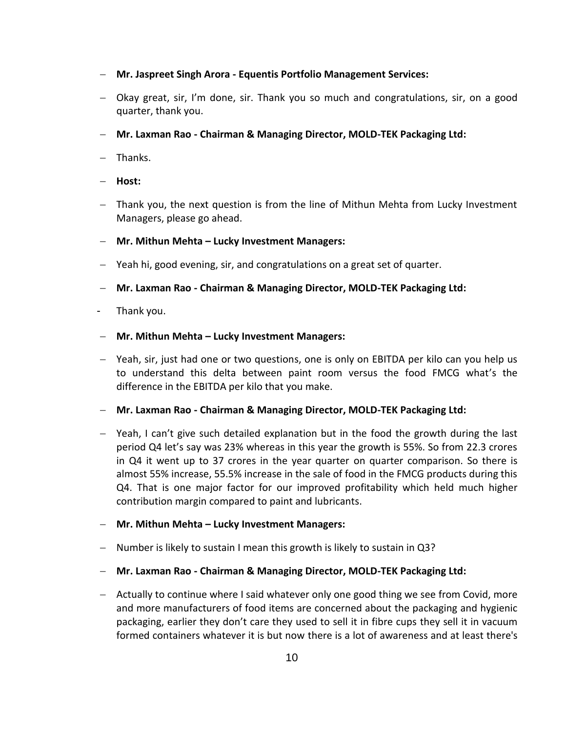- **Mr. Jaspreet Singh Arora - Equentis Portfolio Management Services:**
- Okay great, sir, I'm done, sir. Thank you so much and congratulations, sir, on a good quarter, thank you.
- **Mr. Laxman Rao - Chairman & Managing Director, MOLD-TEK Packaging Ltd:**
- Thanks.
- **Host:**
- Thank you, the next question is from the line of Mithun Mehta from Lucky Investment Managers, please go ahead.
- **Mr. Mithun Mehta – Lucky Investment Managers:**
- Yeah hi, good evening, sir, and congratulations on a great set of quarter.
- **Mr. Laxman Rao - Chairman & Managing Director, MOLD-TEK Packaging Ltd:**
- Thank you.
- **Mr. Mithun Mehta – Lucky Investment Managers:**
- Yeah, sir, just had one or two questions, one is only on EBITDA per kilo can you help us to understand this delta between paint room versus the food FMCG what's the difference in the EBITDA per kilo that you make.
- **Mr. Laxman Rao - Chairman & Managing Director, MOLD-TEK Packaging Ltd:**
- Yeah, I can't give such detailed explanation but in the food the growth during the last period Q4 let's say was 23% whereas in this year the growth is 55%. So from 22.3 crores in Q4 it went up to 37 crores in the year quarter on quarter comparison. So there is almost 55% increase, 55.5% increase in the sale of food in the FMCG products during this Q4. That is one major factor for our improved profitability which held much higher contribution margin compared to paint and lubricants.
- **Mr. Mithun Mehta – Lucky Investment Managers:**
- Number is likely to sustain I mean this growth is likely to sustain in Q3?
- **Mr. Laxman Rao - Chairman & Managing Director, MOLD-TEK Packaging Ltd:**
- Actually to continue where I said whatever only one good thing we see from Covid, more and more manufacturers of food items are concerned about the packaging and hygienic packaging, earlier they don't care they used to sell it in fibre cups they sell it in vacuum formed containers whatever it is but now there is a lot of awareness and at least there's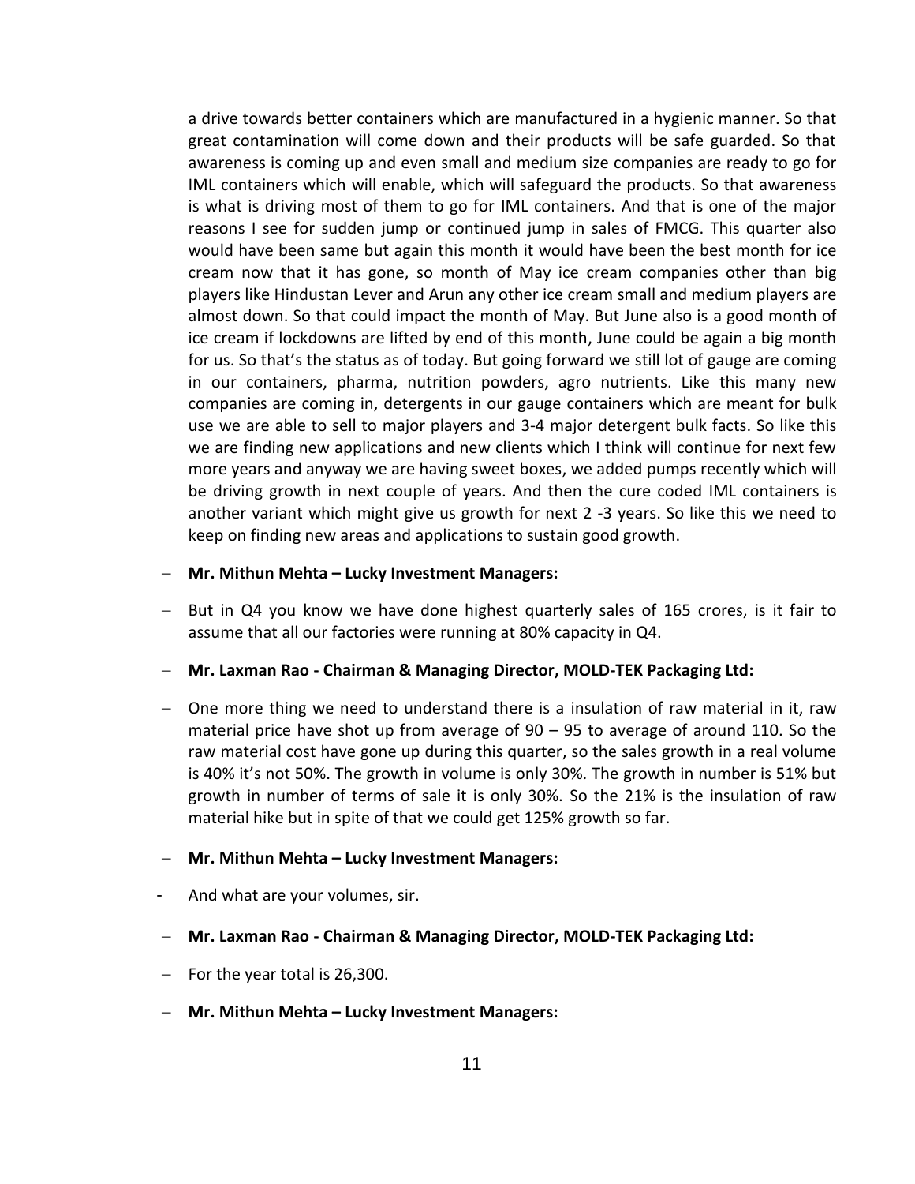a drive towards better containers which are manufactured in a hygienic manner. So that great contamination will come down and their products will be safe guarded. So that awareness is coming up and even small and medium size companies are ready to go for IML containers which will enable, which will safeguard the products. So that awareness is what is driving most of them to go for IML containers. And that is one of the major reasons I see for sudden jump or continued jump in sales of FMCG. This quarter also would have been same but again this month it would have been the best month for ice cream now that it has gone, so month of May ice cream companies other than big players like Hindustan Lever and Arun any other ice cream small and medium players are almost down. So that could impact the month of May. But June also is a good month of ice cream if lockdowns are lifted by end of this month, June could be again a big month for us. So that's the status as of today. But going forward we still lot of gauge are coming in our containers, pharma, nutrition powders, agro nutrients. Like this many new companies are coming in, detergents in our gauge containers which are meant for bulk use we are able to sell to major players and 3-4 major detergent bulk facts. So like this we are finding new applications and new clients which I think will continue for next few more years and anyway we are having sweet boxes, we added pumps recently which will be driving growth in next couple of years. And then the cure coded IML containers is another variant which might give us growth for next 2 -3 years. So like this we need to keep on finding new areas and applications to sustain good growth.

- **Mr. Mithun Mehta – Lucky Investment Managers:**
- But in Q4 you know we have done highest quarterly sales of 165 crores, is it fair to assume that all our factories were running at 80% capacity in Q4.
- **Mr. Laxman Rao - Chairman & Managing Director, MOLD-TEK Packaging Ltd:**
- One more thing we need to understand there is a insulation of raw material in it, raw material price have shot up from average of 90 – 95 to average of around 110. So the raw material cost have gone up during this quarter, so the sales growth in a real volume is 40% it's not 50%. The growth in volume is only 30%. The growth in number is 51% but growth in number of terms of sale it is only 30%. So the 21% is the insulation of raw material hike but in spite of that we could get 125% growth so far.
- **Mr. Mithun Mehta – Lucky Investment Managers:**
- And what are your volumes, sir.
- **Mr. Laxman Rao - Chairman & Managing Director, MOLD-TEK Packaging Ltd:**
- For the year total is 26,300.
- **Mr. Mithun Mehta – Lucky Investment Managers:**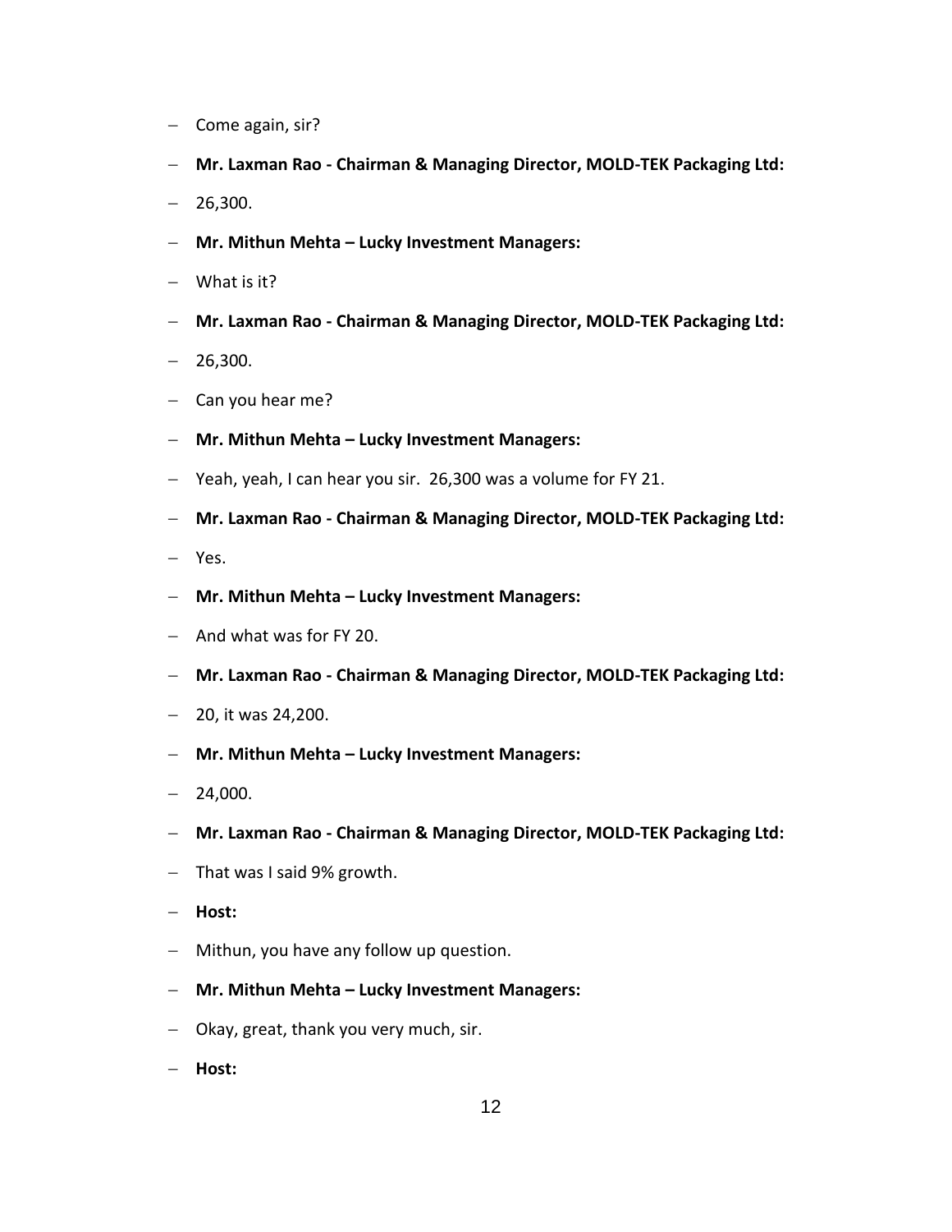- Come again, sir?
- **Mr. Laxman Rao - Chairman & Managing Director, MOLD-TEK Packaging Ltd:**
- 26,300.
- **Mr. Mithun Mehta – Lucky Investment Managers:**
- What is it?
- **Mr. Laxman Rao - Chairman & Managing Director, MOLD-TEK Packaging Ltd:**
- 26,300.
- Can you hear me?
- **Mr. Mithun Mehta – Lucky Investment Managers:**
- Yeah, yeah, I can hear you sir. 26,300 was a volume for FY 21.
- **Mr. Laxman Rao - Chairman & Managing Director, MOLD-TEK Packaging Ltd:**
- Yes.
- **Mr. Mithun Mehta – Lucky Investment Managers:**
- And what was for FY 20.
- **Mr. Laxman Rao - Chairman & Managing Director, MOLD-TEK Packaging Ltd:**
- 20, it was 24,200.
- **Mr. Mithun Mehta – Lucky Investment Managers:**
- 24,000.
- **Mr. Laxman Rao - Chairman & Managing Director, MOLD-TEK Packaging Ltd:**
- That was I said 9% growth.
- **Host:**
- Mithun, you have any follow up question.
- **Mr. Mithun Mehta – Lucky Investment Managers:**
- Okay, great, thank you very much, sir.
- **Host:**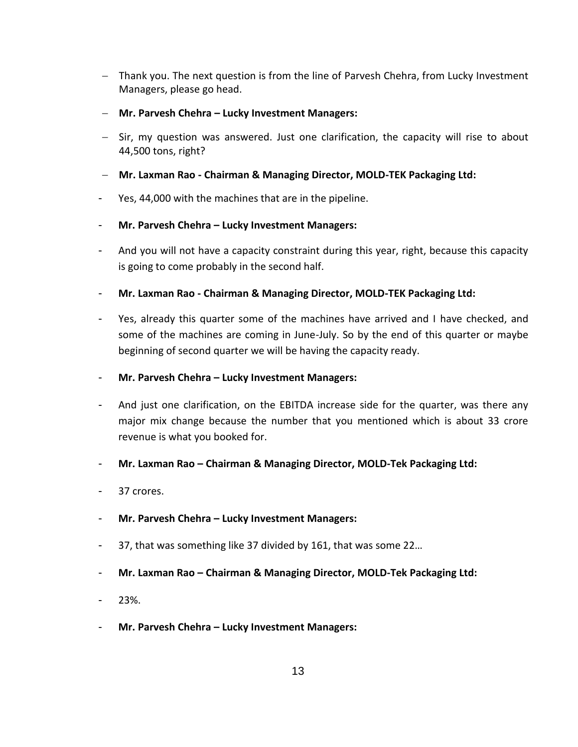- Thank you. The next question is from the line of Parvesh Chehra, from Lucky Investment Managers, please go head.
- **Mr. Parvesh Chehra – Lucky Investment Managers:**
- Sir, my question was answered. Just one clarification, the capacity will rise to about 44,500 tons, right?
- **Mr. Laxman Rao - Chairman & Managing Director, MOLD-TEK Packaging Ltd:**
- Yes, 44,000 with the machines that are in the pipeline.
- **Mr. Parvesh Chehra – Lucky Investment Managers:**
- And you will not have a capacity constraint during this year, right, because this capacity is going to come probably in the second half.
- **Mr. Laxman Rao - Chairman & Managing Director, MOLD-TEK Packaging Ltd:**
- Yes, already this quarter some of the machines have arrived and I have checked, and some of the machines are coming in June-July. So by the end of this quarter or maybe beginning of second quarter we will be having the capacity ready.
- **Mr. Parvesh Chehra – Lucky Investment Managers:**
- And just one clarification, on the EBITDA increase side for the quarter, was there any major mix change because the number that you mentioned which is about 33 crore revenue is what you booked for.
- **Mr. Laxman Rao – Chairman & Managing Director, MOLD-Tek Packaging Ltd:**
- 37 crores.
- **Mr. Parvesh Chehra – Lucky Investment Managers:**
- 37, that was something like 37 divided by 161, that was some 22…
- **Mr. Laxman Rao – Chairman & Managing Director, MOLD-Tek Packaging Ltd:**
- 23%.
- **Mr. Parvesh Chehra – Lucky Investment Managers:**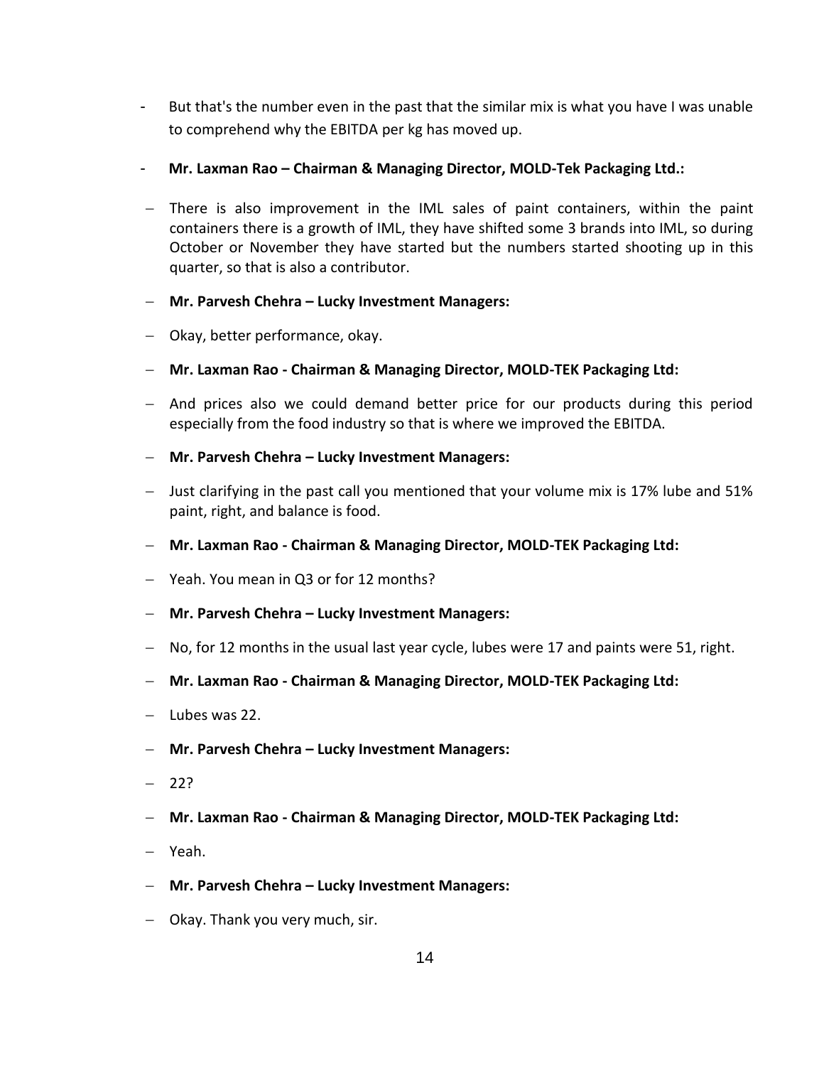- But that's the number even in the past that the similar mix is what you have I was unable to comprehend why the EBITDA per kg has moved up.

- **Mr. Laxman Rao – Chairman & Managing Director, MOLD-Tek Packaging Ltd.:**

- There is also improvement in the IML sales of paint containers, within the paint containers there is a growth of IML, they have shifted some 3 brands into IML, so during October or November they have started but the numbers started shooting up in this quarter, so that is also a contributor.

- **Mr. Parvesh Chehra – Lucky Investment Managers:**

- Okay, better performance, okay.

- **Mr. Laxman Rao - Chairman & Managing Director, MOLD-TEK Packaging Ltd:**

- And prices also we could demand better price for our products during this period especially from the food industry so that is where we improved the EBITDA.

- **Mr. Parvesh Chehra – Lucky Investment Managers:**

- Just clarifying in the past call you mentioned that your volume mix is 17% lube and 51% paint, right, and balance is food.

- **Mr. Laxman Rao - Chairman & Managing Director, MOLD-TEK Packaging Ltd:**

- Yeah. You mean in Q3 or for 12 months?

- **Mr. Parvesh Chehra – Lucky Investment Managers:**

- No, for 12 months in the usual last year cycle, lubes were 17 and paints were 51, right.

- **Mr. Laxman Rao - Chairman & Managing Director, MOLD-TEK Packaging Ltd:**

- Lubes was 22.

- **Mr. Parvesh Chehra – Lucky Investment Managers:**

- 22?

- **Mr. Laxman Rao - Chairman & Managing Director, MOLD-TEK Packaging Ltd:**

- Yeah.

- **Mr. Parvesh Chehra – Lucky Investment Managers:**

- Okay. Thank you very much, sir.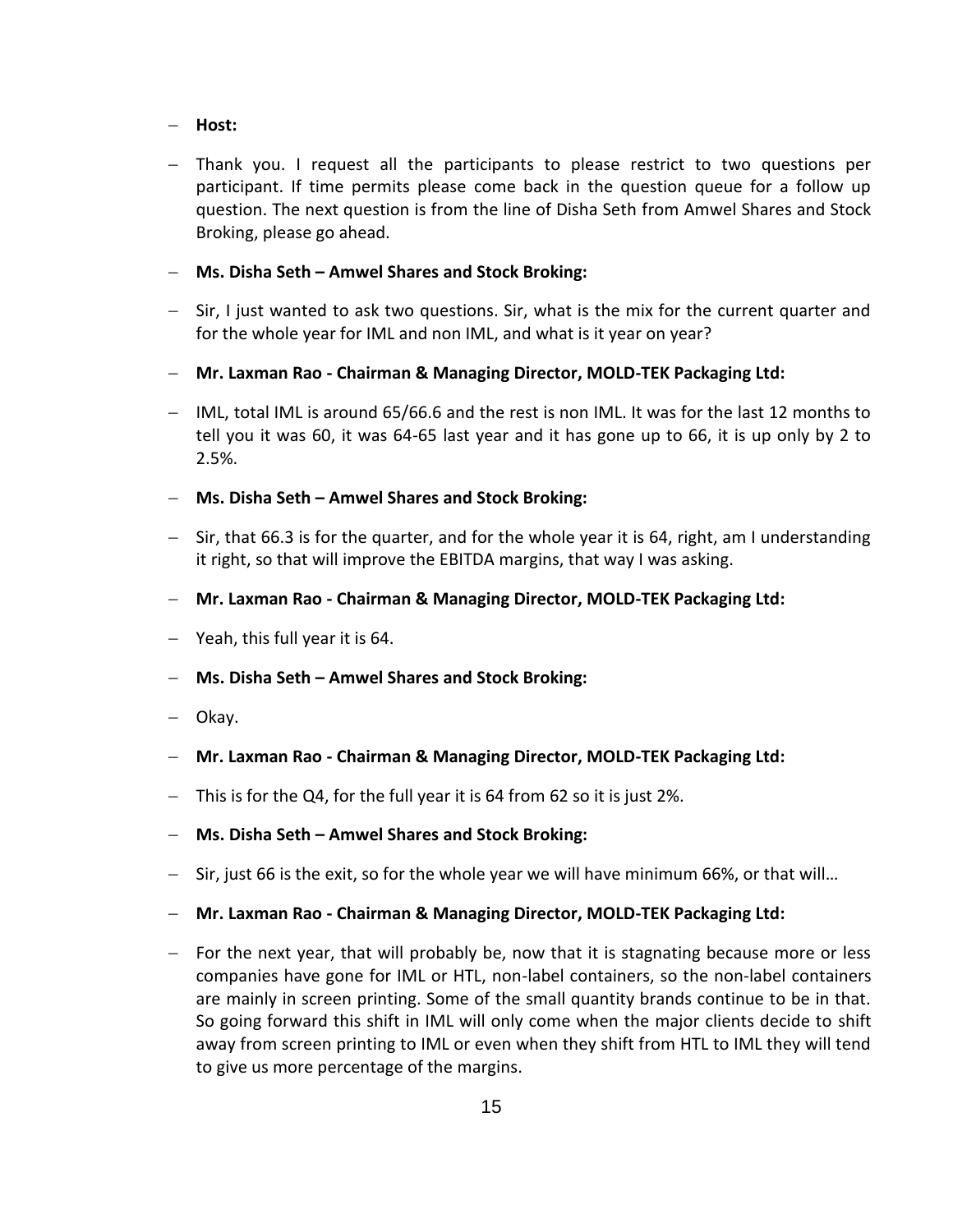- **Host:**
- Thank you. I request all the participants to please restrict to two questions per participant. If time permits please come back in the question queue for a follow up question. The next question is from the line of Disha Seth from Amwel Shares and Stock Broking, please go ahead.
- **Ms. Disha Seth – Amwel Shares and Stock Broking:**
- Sir, I just wanted to ask two questions. Sir, what is the mix for the current quarter and for the whole year for IML and non IML, and what is it year on year?
- **Mr. Laxman Rao - Chairman & Managing Director, MOLD-TEK Packaging Ltd:**
- IML, total IML is around 65/66.6 and the rest is non IML. It was for the last 12 months to tell you it was 60, it was 64-65 last year and it has gone up to 66, it is up only by 2 to 2.5%.
- **Ms. Disha Seth – Amwel Shares and Stock Broking:**
- Sir, that 66.3 is for the quarter, and for the whole year it is 64, right, am I understanding it right, so that will improve the EBITDA margins, that way I was asking.
- **Mr. Laxman Rao - Chairman & Managing Director, MOLD-TEK Packaging Ltd:**
- Yeah, this full year it is 64.
- **Ms. Disha Seth – Amwel Shares and Stock Broking:**
- Okay.
- **Mr. Laxman Rao - Chairman & Managing Director, MOLD-TEK Packaging Ltd:**
- This is for the Q4, for the full year it is 64 from 62 so it is just 2%.
- **Ms. Disha Seth – Amwel Shares and Stock Broking:**
- Sir, just 66 is the exit, so for the whole year we will have minimum 66%, or that will…
- **Mr. Laxman Rao - Chairman & Managing Director, MOLD-TEK Packaging Ltd:**
- For the next year, that will probably be, now that it is stagnating because more or less companies have gone for IML or HTL, non-label containers, so the non-label containers are mainly in screen printing. Some of the small quantity brands continue to be in that. So going forward this shift in IML will only come when the major clients decide to shift away from screen printing to IML or even when they shift from HTL to IML they will tend to give us more percentage of the margins.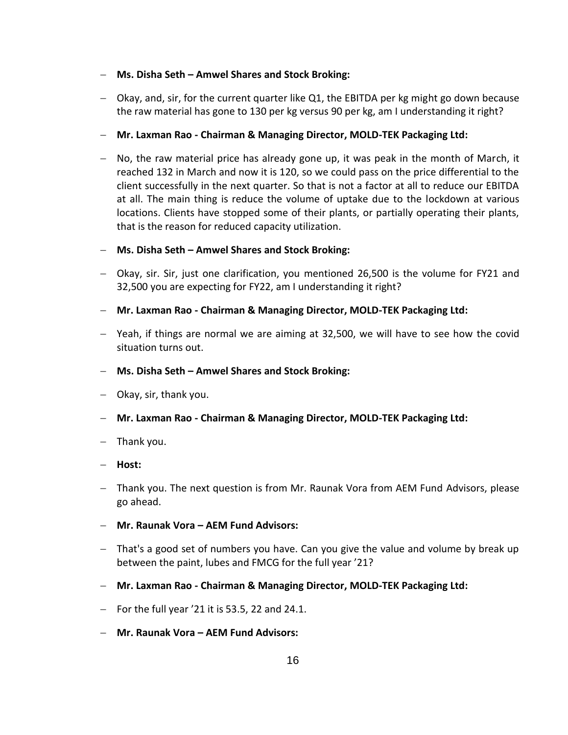- **Ms. Disha Seth – Amwel Shares and Stock Broking:**
- Okay, and, sir, for the current quarter like Q1, the EBITDA per kg might go down because the raw material has gone to 130 per kg versus 90 per kg, am I understanding it right?
- **Mr. Laxman Rao - Chairman & Managing Director, MOLD-TEK Packaging Ltd:**
- No, the raw material price has already gone up, it was peak in the month of March, it reached 132 in March and now it is 120, so we could pass on the price differential to the client successfully in the next quarter. So that is not a factor at all to reduce our EBITDA at all. The main thing is reduce the volume of uptake due to the lockdown at various locations. Clients have stopped some of their plants, or partially operating their plants, that is the reason for reduced capacity utilization.
- **Ms. Disha Seth – Amwel Shares and Stock Broking:**
- Okay, sir. Sir, just one clarification, you mentioned 26,500 is the volume for FY21 and 32,500 you are expecting for FY22, am I understanding it right?
- **Mr. Laxman Rao - Chairman & Managing Director, MOLD-TEK Packaging Ltd:**
- Yeah, if things are normal we are aiming at 32,500, we will have to see how the covid situation turns out.
- **Ms. Disha Seth – Amwel Shares and Stock Broking:**
- Okay, sir, thank you.
- **Mr. Laxman Rao - Chairman & Managing Director, MOLD-TEK Packaging Ltd:**
- Thank you.
- **Host:**
- Thank you. The next question is from Mr. Raunak Vora from AEM Fund Advisors, please go ahead.
- **Mr. Raunak Vora – AEM Fund Advisors:**
- That's a good set of numbers you have. Can you give the value and volume by break up between the paint, lubes and FMCG for the full year '21?
- **Mr. Laxman Rao - Chairman & Managing Director, MOLD-TEK Packaging Ltd:**
- For the full year '21 it is 53.5, 22 and 24.1.
- **Mr. Raunak Vora – AEM Fund Advisors:**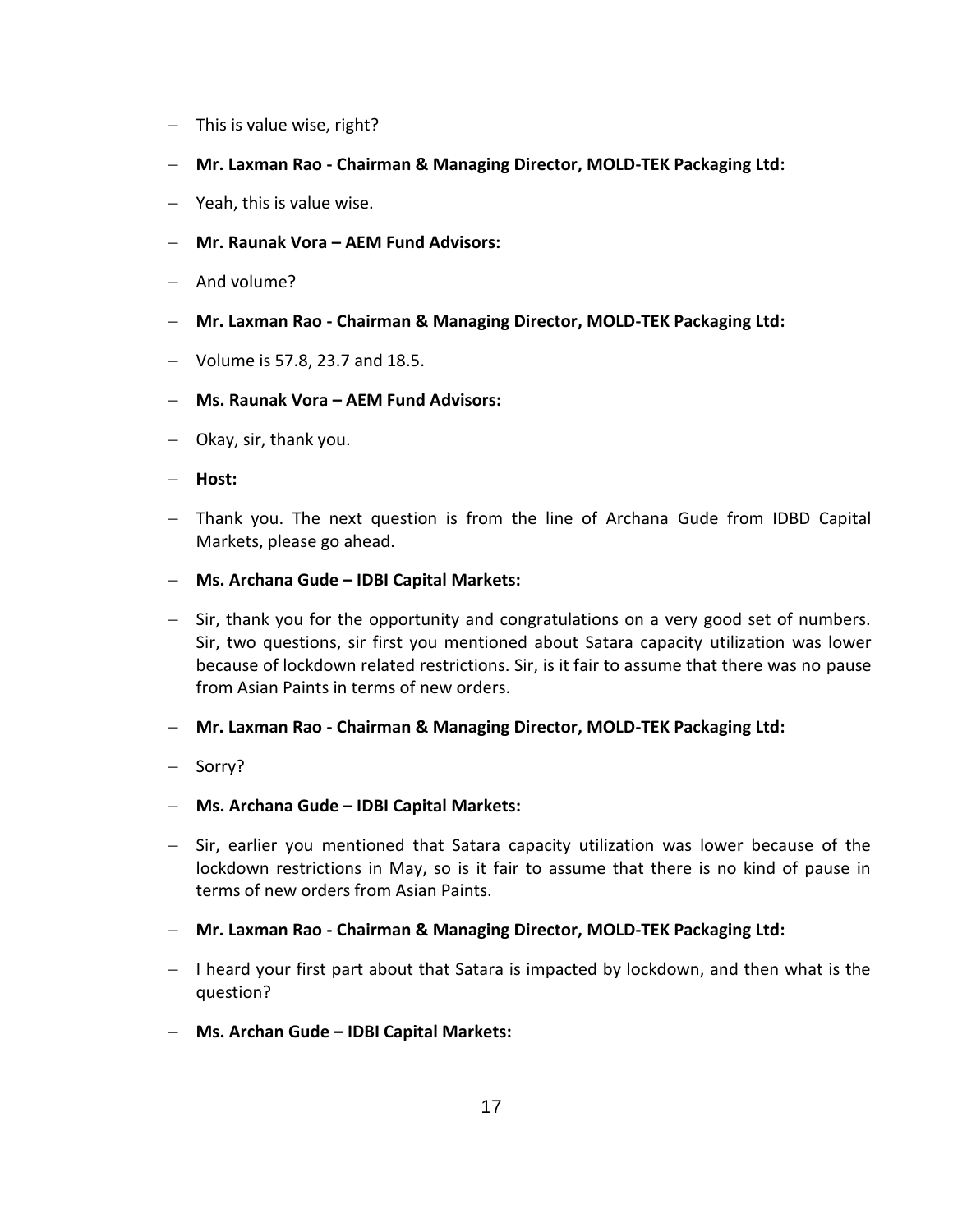- This is value wise, right?
- **Mr. Laxman Rao - Chairman & Managing Director, MOLD-TEK Packaging Ltd:**
- Yeah, this is value wise.
- **Mr. Raunak Vora – AEM Fund Advisors:**
- And volume?
- **Mr. Laxman Rao - Chairman & Managing Director, MOLD-TEK Packaging Ltd:**
- Volume is 57.8, 23.7 and 18.5.
- **Ms. Raunak Vora – AEM Fund Advisors:**
- Okay, sir, thank you.
- **Host:**
- Thank you. The next question is from the line of Archana Gude from IDBD Capital Markets, please go ahead.
- **Ms. Archana Gude – IDBI Capital Markets:**
- Sir, thank you for the opportunity and congratulations on a very good set of numbers. Sir, two questions, sir first you mentioned about Satara capacity utilization was lower because of lockdown related restrictions. Sir, is it fair to assume that there was no pause from Asian Paints in terms of new orders.
- **Mr. Laxman Rao - Chairman & Managing Director, MOLD-TEK Packaging Ltd:**
- Sorry?
- **Ms. Archana Gude – IDBI Capital Markets:**
- Sir, earlier you mentioned that Satara capacity utilization was lower because of the lockdown restrictions in May, so is it fair to assume that there is no kind of pause in terms of new orders from Asian Paints.
- **Mr. Laxman Rao - Chairman & Managing Director, MOLD-TEK Packaging Ltd:**
- I heard your first part about that Satara is impacted by lockdown, and then what is the question?
- **Ms. Archan Gude – IDBI Capital Markets:**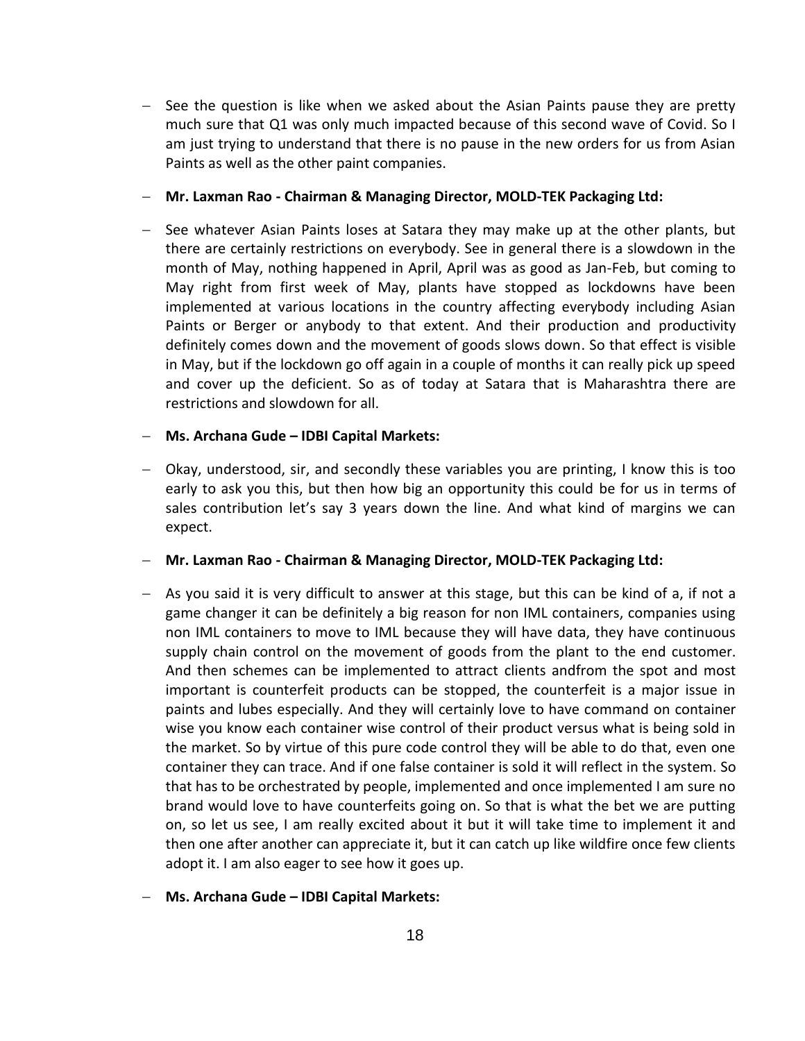- See the question is like when we asked about the Asian Paints pause they are pretty much sure that Q1 was only much impacted because of this second wave of Covid. So I am just trying to understand that there is no pause in the new orders for us from Asian Paints as well as the other paint companies.

- **Mr. Laxman Rao - Chairman & Managing Director, MOLD-TEK Packaging Ltd:**

- See whatever Asian Paints loses at Satara they may make up at the other plants, but there are certainly restrictions on everybody. See in general there is a slowdown in the month of May, nothing happened in April, April was as good as Jan-Feb, but coming to May right from first week of May, plants have stopped as lockdowns have been implemented at various locations in the country affecting everybody including Asian Paints or Berger or anybody to that extent. And their production and productivity definitely comes down and the movement of goods slows down. So that effect is visible in May, but if the lockdown go off again in a couple of months it can really pick up speed and cover up the deficient. So as of today at Satara that is Maharashtra there are restrictions and slowdown for all.

- **Ms. Archana Gude – IDBI Capital Markets:**

- Okay, understood, sir, and secondly these variables you are printing, I know this is too early to ask you this, but then how big an opportunity this could be for us in terms of sales contribution let's say 3 years down the line. And what kind of margins we can expect.

- **Mr. Laxman Rao - Chairman & Managing Director, MOLD-TEK Packaging Ltd:**

- As you said it is very difficult to answer at this stage, but this can be kind of a, if not a game changer it can be definitely a big reason for non IML containers, companies using non IML containers to move to IML because they will have data, they have continuous supply chain control on the movement of goods from the plant to the end customer. And then schemes can be implemented to attract clients andfrom the spot and most important is counterfeit products can be stopped, the counterfeit is a major issue in paints and lubes especially. And they will certainly love to have command on container wise you know each container wise control of their product versus what is being sold in the market. So by virtue of this pure code control they will be able to do that, even one container they can trace. And if one false container is sold it will reflect in the system. So that has to be orchestrated by people, implemented and once implemented I am sure no brand would love to have counterfeits going on. So that is what the bet we are putting on, so let us see, I am really excited about it but it will take time to implement it and then one after another can appreciate it, but it can catch up like wildfire once few clients adopt it. I am also eager to see how it goes up.

- **Ms. Archana Gude – IDBI Capital Markets:**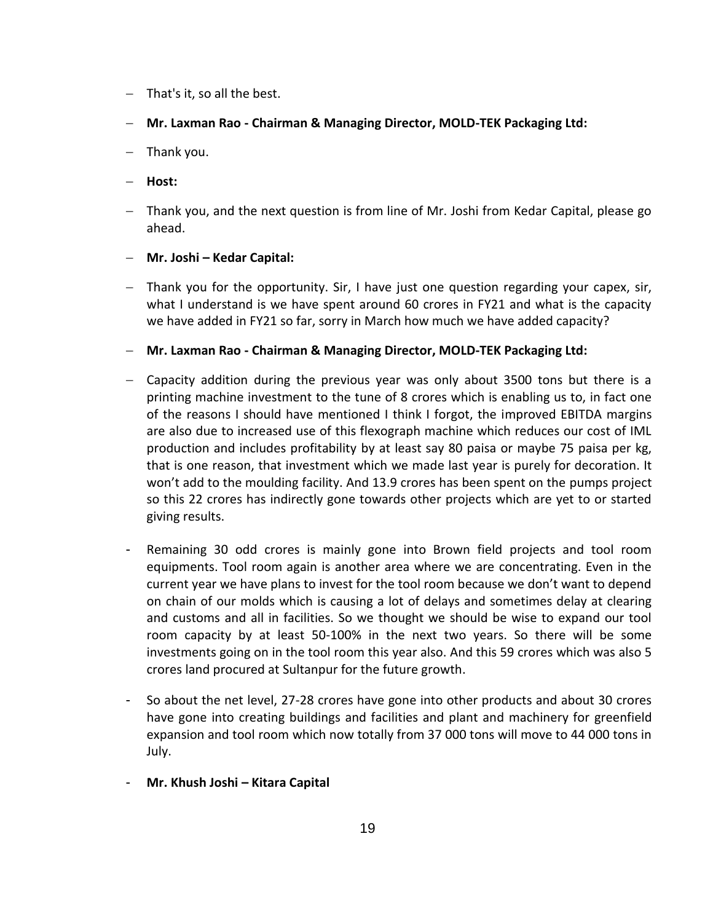- That's it, so all the best.
- **Mr. Laxman Rao - Chairman & Managing Director, MOLD-TEK Packaging Ltd:**
- Thank you.
- **Host:**
- Thank you, and the next question is from line of Mr. Joshi from Kedar Capital, please go ahead.
- **Mr. Joshi – Kedar Capital:**
- Thank you for the opportunity. Sir, I have just one question regarding your capex, sir, what I understand is we have spent around 60 crores in FY21 and what is the capacity we have added in FY21 so far, sorry in March how much we have added capacity?
- **Mr. Laxman Rao - Chairman & Managing Director, MOLD-TEK Packaging Ltd:**
- Capacity addition during the previous year was only about 3500 tons but there is a printing machine investment to the tune of 8 crores which is enabling us to, in fact one of the reasons I should have mentioned I think I forgot, the improved EBITDA margins are also due to increased use of this flexograph machine which reduces our cost of IML production and includes profitability by at least say 80 paisa or maybe 75 paisa per kg, that is one reason, that investment which we made last year is purely for decoration. It won't add to the moulding facility. And 13.9 crores has been spent on the pumps project so this 22 crores has indirectly gone towards other projects which are yet to or started giving results.
- Remaining 30 odd crores is mainly gone into Brown field projects and tool room equipments. Tool room again is another area where we are concentrating. Even in the current year we have plans to invest for the tool room because we don't want to depend on chain of our molds which is causing a lot of delays and sometimes delay at clearing and customs and all in facilities. So we thought we should be wise to expand our tool room capacity by at least 50-100% in the next two years. So there will be some investments going on in the tool room this year also. And this 59 crores which was also 5 crores land procured at Sultanpur for the future growth.
- So about the net level, 27-28 crores have gone into other products and about 30 crores have gone into creating buildings and facilities and plant and machinery for greenfield expansion and tool room which now totally from 37 000 tons will move to 44 000 tons in July.
- **Mr. Khush Joshi – Kitara Capital**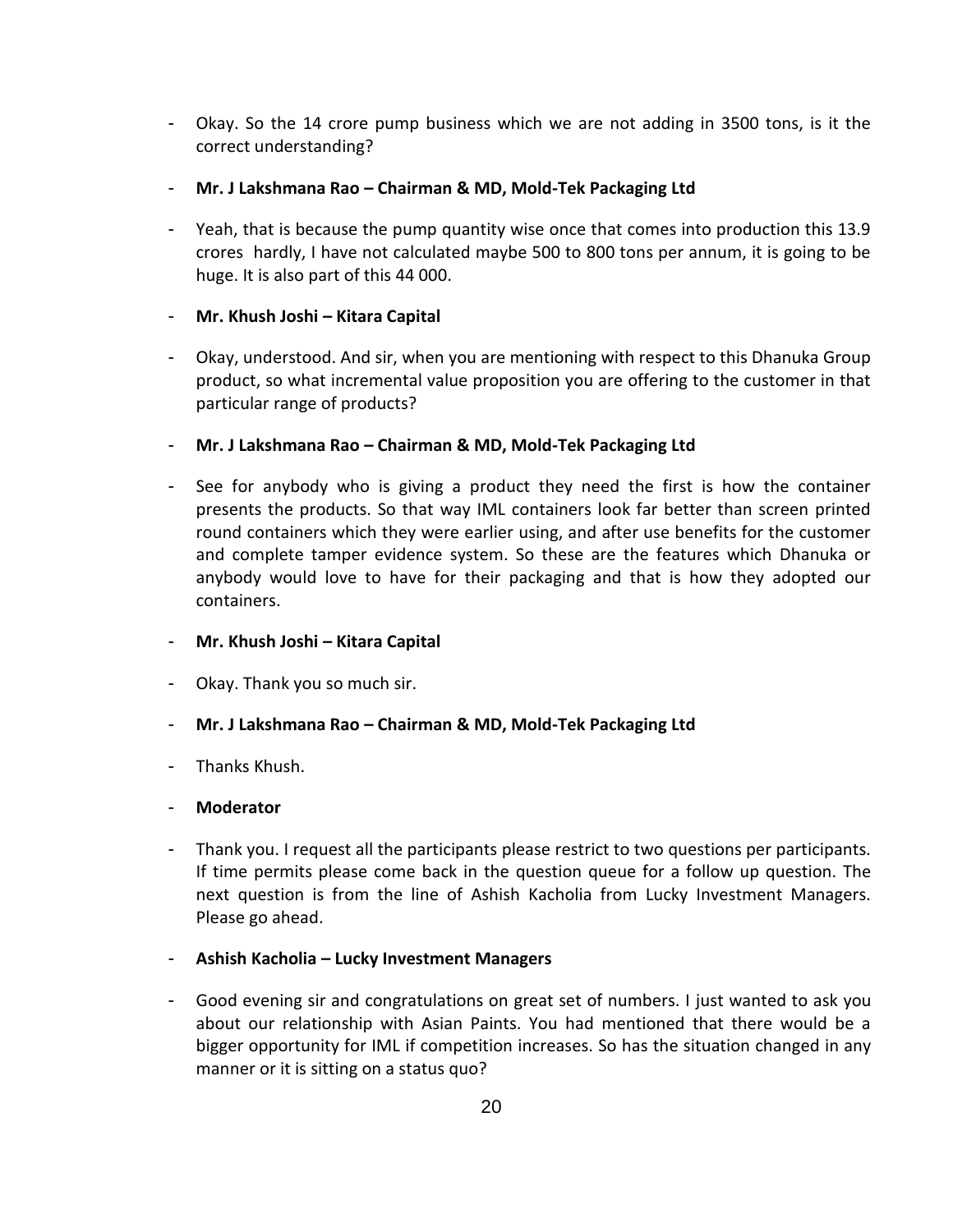- Okay. So the 14 crore pump business which we are not adding in 3500 tons, is it the correct understanding?

- **Mr. J Lakshmana Rao – Chairman & MD, Mold-Tek Packaging Ltd**

- Yeah, that is because the pump quantity wise once that comes into production this 13.9 crores hardly, I have not calculated maybe 500 to 800 tons per annum, it is going to be huge. It is also part of this 44 000.

- **Mr. Khush Joshi – Kitara Capital**

- Okay, understood. And sir, when you are mentioning with respect to this Dhanuka Group product, so what incremental value proposition you are offering to the customer in that particular range of products?

- **Mr. J Lakshmana Rao – Chairman & MD, Mold-Tek Packaging Ltd**

- See for anybody who is giving a product they need the first is how the container presents the products. So that way IML containers look far better than screen printed round containers which they were earlier using, and after use benefits for the customer and complete tamper evidence system. So these are the features which Dhanuka or anybody would love to have for their packaging and that is how they adopted our containers.

- **Mr. Khush Joshi – Kitara Capital**

- Okay. Thank you so much sir.

- **Mr. J Lakshmana Rao – Chairman & MD, Mold-Tek Packaging Ltd**

- Thanks Khush.

- **Moderator**

- Thank you. I request all the participants please restrict to two questions per participants. If time permits please come back in the question queue for a follow up question. The next question is from the line of Ashish Kacholia from Lucky Investment Managers. Please go ahead.

- **Ashish Kacholia – Lucky Investment Managers**

- Good evening sir and congratulations on great set of numbers. I just wanted to ask you about our relationship with Asian Paints. You had mentioned that there would be a bigger opportunity for IML if competition increases. So has the situation changed in any manner or it is sitting on a status quo?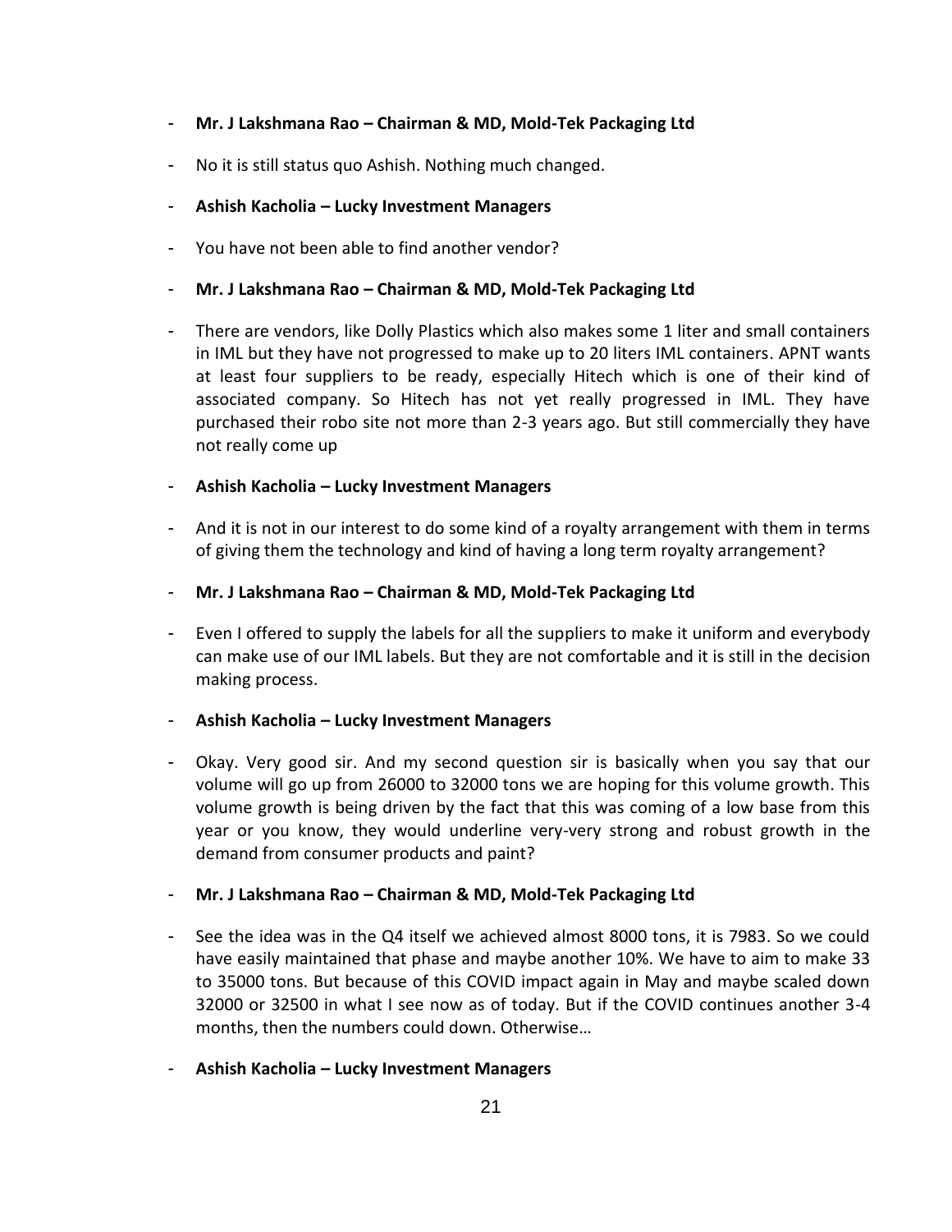- **Mr. J Lakshmana Rao – Chairman & MD, Mold-Tek Packaging Ltd**
- No it is still status quo Ashish. Nothing much changed.
- **Ashish Kacholia – Lucky Investment Managers**
- You have not been able to find another vendor?
- **Mr. J Lakshmana Rao – Chairman & MD, Mold-Tek Packaging Ltd**
- There are vendors, like Dolly Plastics which also makes some 1 liter and small containers in IML but they have not progressed to make up to 20 liters IML containers. APNT wants at least four suppliers to be ready, especially Hitech which is one of their kind of associated company. So Hitech has not yet really progressed in IML. They have purchased their robo site not more than 2-3 years ago. But still commercially they have not really come up
- **Ashish Kacholia – Lucky Investment Managers**
- And it is not in our interest to do some kind of a royalty arrangement with them in terms of giving them the technology and kind of having a long term royalty arrangement?
- **Mr. J Lakshmana Rao – Chairman & MD, Mold-Tek Packaging Ltd**
- Even I offered to supply the labels for all the suppliers to make it uniform and everybody can make use of our IML labels. But they are not comfortable and it is still in the decision making process.
- **Ashish Kacholia – Lucky Investment Managers**
- Okay. Very good sir. And my second question sir is basically when you say that our volume will go up from 26000 to 32000 tons we are hoping for this volume growth. This volume growth is being driven by the fact that this was coming of a low base from this year or you know, they would underline very-very strong and robust growth in the demand from consumer products and paint?
- **Mr. J Lakshmana Rao – Chairman & MD, Mold-Tek Packaging Ltd**
- See the idea was in the Q4 itself we achieved almost 8000 tons, it is 7983. So we could have easily maintained that phase and maybe another 10%. We have to aim to make 33 to 35000 tons. But because of this COVID impact again in May and maybe scaled down 32000 or 32500 in what I see now as of today. But if the COVID continues another 3-4 months, then the numbers could down. Otherwise…
- **Ashish Kacholia – Lucky Investment Managers**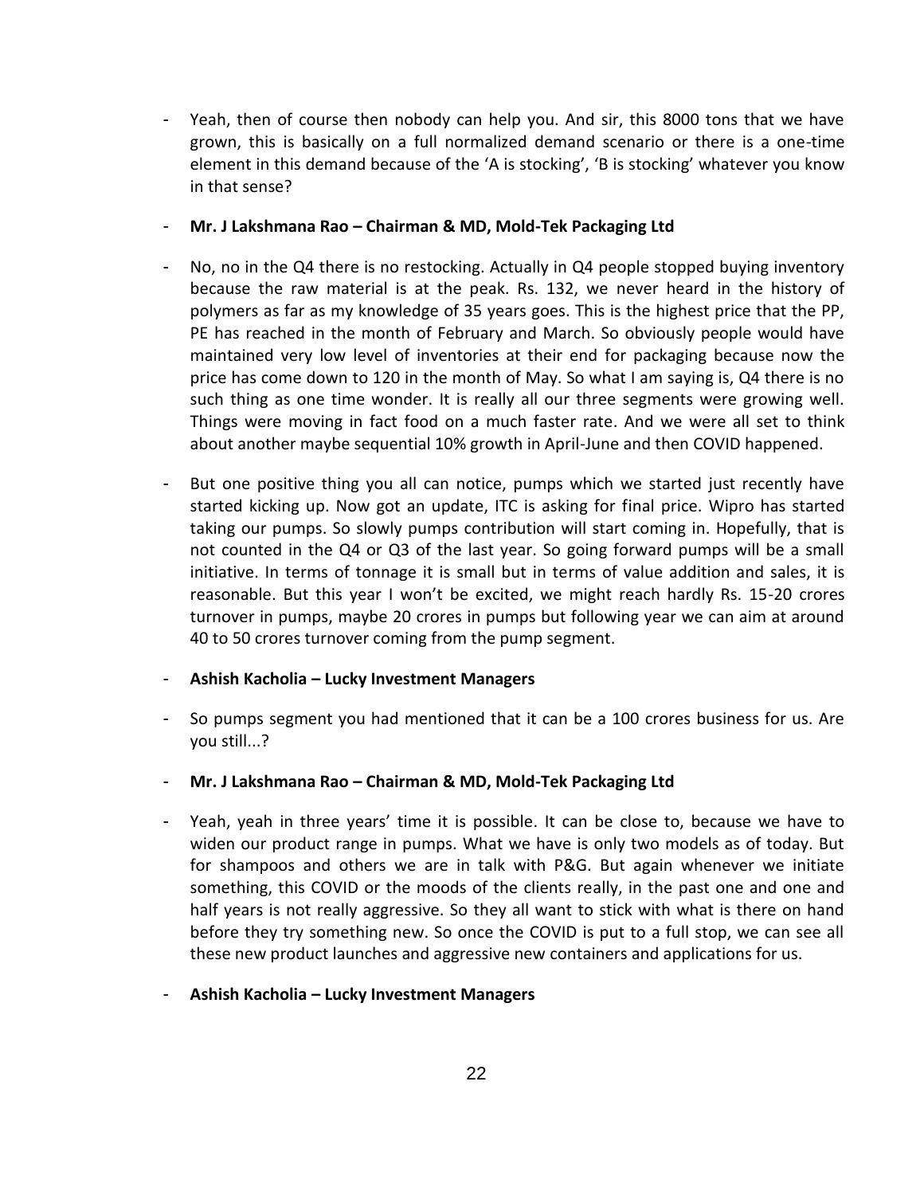- Yeah, then of course then nobody can help you. And sir, this 8000 tons that we have grown, this is basically on a full normalized demand scenario or there is a one-time element in this demand because of the 'A is stocking', 'B is stocking' whatever you know in that sense?

- **Mr. J Lakshmana Rao – Chairman & MD, Mold-Tek Packaging Ltd**

- No, no in the Q4 there is no restocking. Actually in Q4 people stopped buying inventory because the raw material is at the peak. Rs. 132, we never heard in the history of polymers as far as my knowledge of 35 years goes. This is the highest price that the PP, PE has reached in the month of February and March. So obviously people would have maintained very low level of inventories at their end for packaging because now the price has come down to 120 in the month of May. So what I am saying is, Q4 there is no such thing as one time wonder. It is really all our three segments were growing well. Things were moving in fact food on a much faster rate. And we were all set to think about another maybe sequential 10% growth in April-June and then COVID happened.

- But one positive thing you all can notice, pumps which we started just recently have started kicking up. Now got an update, ITC is asking for final price. Wipro has started taking our pumps. So slowly pumps contribution will start coming in. Hopefully, that is not counted in the Q4 or Q3 of the last year. So going forward pumps will be a small initiative. In terms of tonnage it is small but in terms of value addition and sales, it is reasonable. But this year I won't be excited, we might reach hardly Rs. 15-20 crores turnover in pumps, maybe 20 crores in pumps but following year we can aim at around 40 to 50 crores turnover coming from the pump segment.

- **Ashish Kacholia – Lucky Investment Managers**

- So pumps segment you had mentioned that it can be a 100 crores business for us. Are you still...?

- **Mr. J Lakshmana Rao – Chairman & MD, Mold-Tek Packaging Ltd**

- Yeah, yeah in three years' time it is possible. It can be close to, because we have to widen our product range in pumps. What we have is only two models as of today. But for shampoos and others we are in talk with P&G. But again whenever we initiate something, this COVID or the moods of the clients really, in the past one and one and half years is not really aggressive. So they all want to stick with what is there on hand before they try something new. So once the COVID is put to a full stop, we can see all these new product launches and aggressive new containers and applications for us.

- **Ashish Kacholia – Lucky Investment Managers**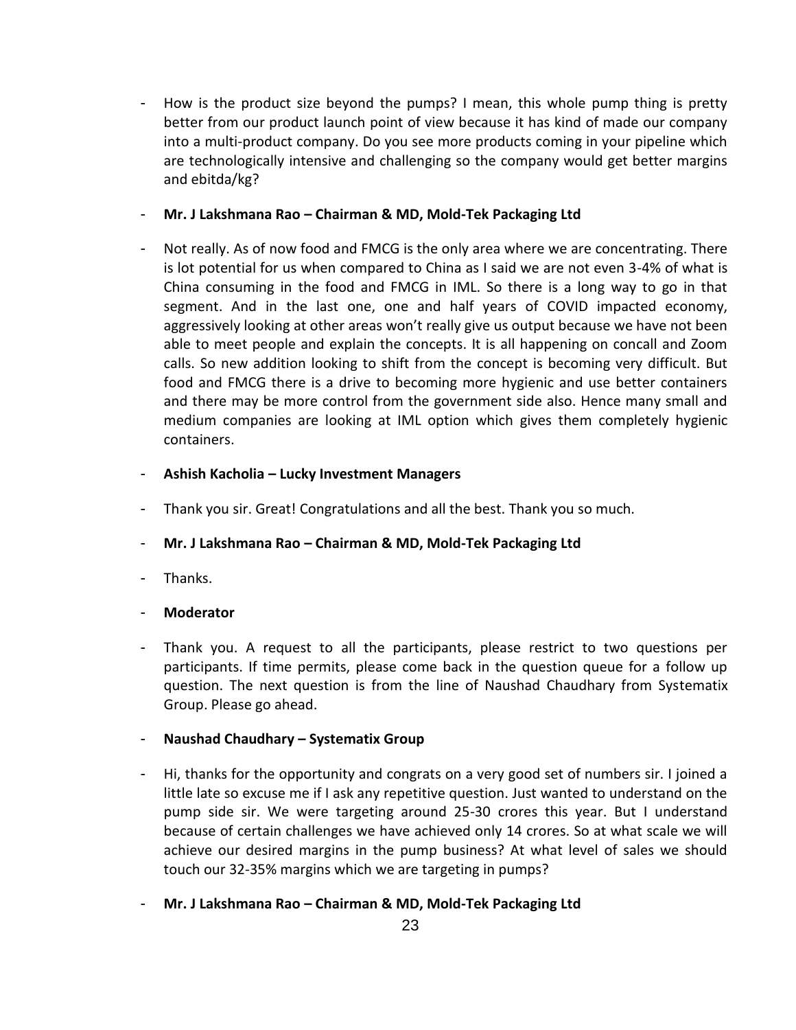- How is the product size beyond the pumps? I mean, this whole pump thing is pretty better from our product launch point of view because it has kind of made our company into a multi-product company. Do you see more products coming in your pipeline which are technologically intensive and challenging so the company would get better margins and ebitda/kg?

- **Mr. J Lakshmana Rao – Chairman & MD, Mold-Tek Packaging Ltd**

- Not really. As of now food and FMCG is the only area where we are concentrating. There is lot potential for us when compared to China as I said we are not even 3-4% of what is China consuming in the food and FMCG in IML. So there is a long way to go in that segment. And in the last one, one and half years of COVID impacted economy, aggressively looking at other areas won't really give us output because we have not been able to meet people and explain the concepts. It is all happening on concall and Zoom calls. So new addition looking to shift from the concept is becoming very difficult. But food and FMCG there is a drive to becoming more hygienic and use better containers and there may be more control from the government side also. Hence many small and medium companies are looking at IML option which gives them completely hygienic containers.

- **Ashish Kacholia – Lucky Investment Managers**

- Thank you sir. Great! Congratulations and all the best. Thank you so much.

- **Mr. J Lakshmana Rao – Chairman & MD, Mold-Tek Packaging Ltd**

- Thanks.

- **Moderator**

- Thank you. A request to all the participants, please restrict to two questions per participants. If time permits, please come back in the question queue for a follow up question. The next question is from the line of Naushad Chaudhary from Systematix Group. Please go ahead.

- **Naushad Chaudhary – Systematix Group**

- Hi, thanks for the opportunity and congrats on a very good set of numbers sir. I joined a little late so excuse me if I ask any repetitive question. Just wanted to understand on the pump side sir. We were targeting around 25-30 crores this year. But I understand because of certain challenges we have achieved only 14 crores. So at what scale we will achieve our desired margins in the pump business? At what level of sales we should touch our 32-35% margins which we are targeting in pumps?

- **Mr. J Lakshmana Rao – Chairman & MD, Mold-Tek Packaging Ltd**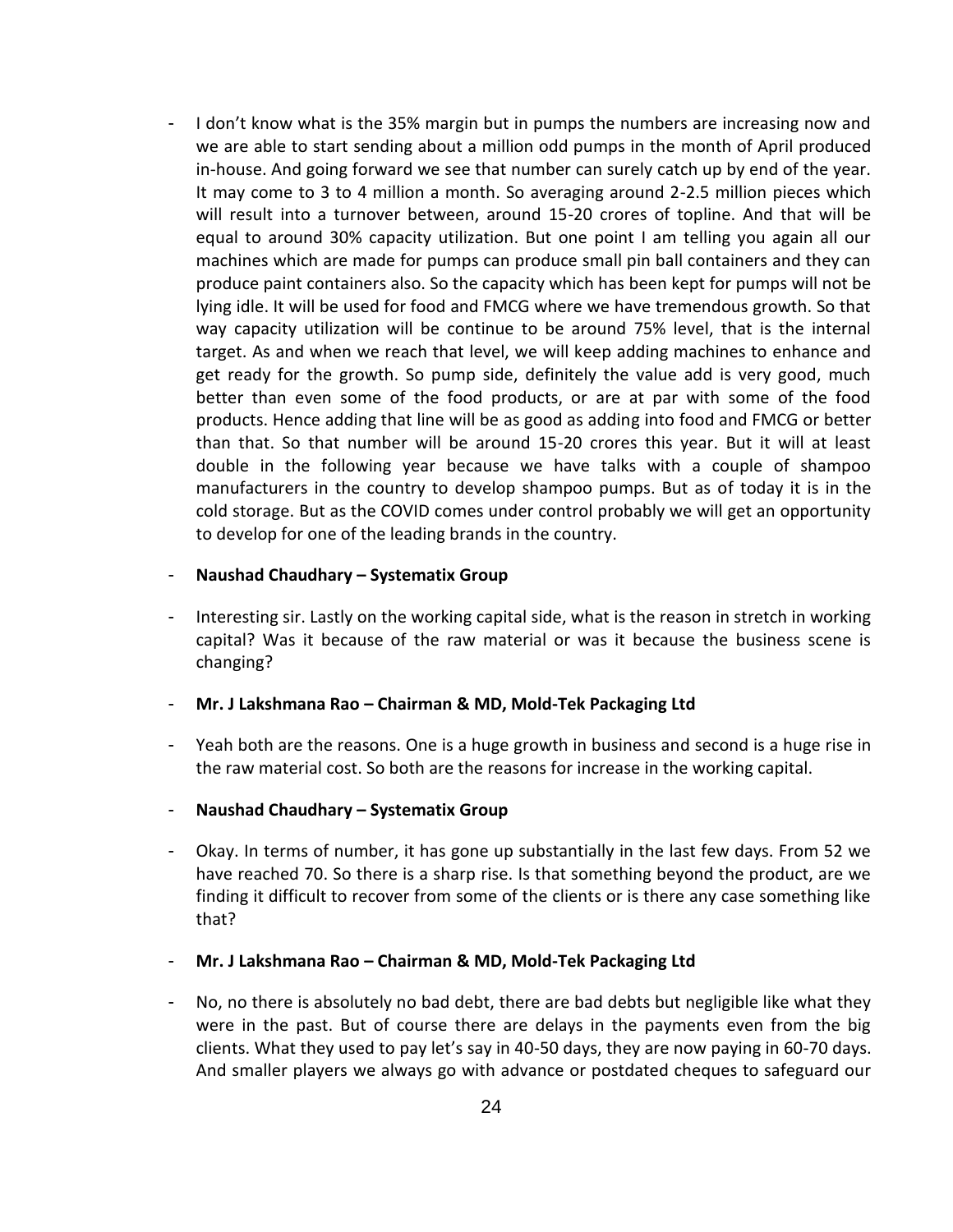- I don't know what is the 35% margin but in pumps the numbers are increasing now and we are able to start sending about a million odd pumps in the month of April produced in-house. And going forward we see that number can surely catch up by end of the year. It may come to 3 to 4 million a month. So averaging around 2-2.5 million pieces which will result into a turnover between, around 15-20 crores of topline. And that will be equal to around 30% capacity utilization. But one point I am telling you again all our machines which are made for pumps can produce small pin ball containers and they can produce paint containers also. So the capacity which has been kept for pumps will not be lying idle. It will be used for food and FMCG where we have tremendous growth. So that way capacity utilization will be continue to be around 75% level, that is the internal target. As and when we reach that level, we will keep adding machines to enhance and get ready for the growth. So pump side, definitely the value add is very good, much better than even some of the food products, or are at par with some of the food products. Hence adding that line will be as good as adding into food and FMCG or better than that. So that number will be around 15-20 crores this year. But it will at least double in the following year because we have talks with a couple of shampoo manufacturers in the country to develop shampoo pumps. But as of today it is in the cold storage. But as the COVID comes under control probably we will get an opportunity to develop for one of the leading brands in the country.

- **Naushad Chaudhary – Systematix Group**

- Interesting sir. Lastly on the working capital side, what is the reason in stretch in working capital? Was it because of the raw material or was it because the business scene is changing?

- **Mr. J Lakshmana Rao – Chairman & MD, Mold-Tek Packaging Ltd**

- Yeah both are the reasons. One is a huge growth in business and second is a huge rise in the raw material cost. So both are the reasons for increase in the working capital.

- **Naushad Chaudhary – Systematix Group**

- Okay. In terms of number, it has gone up substantially in the last few days. From 52 we have reached 70. So there is a sharp rise. Is that something beyond the product, are we finding it difficult to recover from some of the clients or is there any case something like that?

- **Mr. J Lakshmana Rao – Chairman & MD, Mold-Tek Packaging Ltd**

- No, no there is absolutely no bad debt, there are bad debts but negligible like what they were in the past. But of course there are delays in the payments even from the big clients. What they used to pay let's say in 40-50 days, they are now paying in 60-70 days. And smaller players we always go with advance or postdated cheques to safeguard our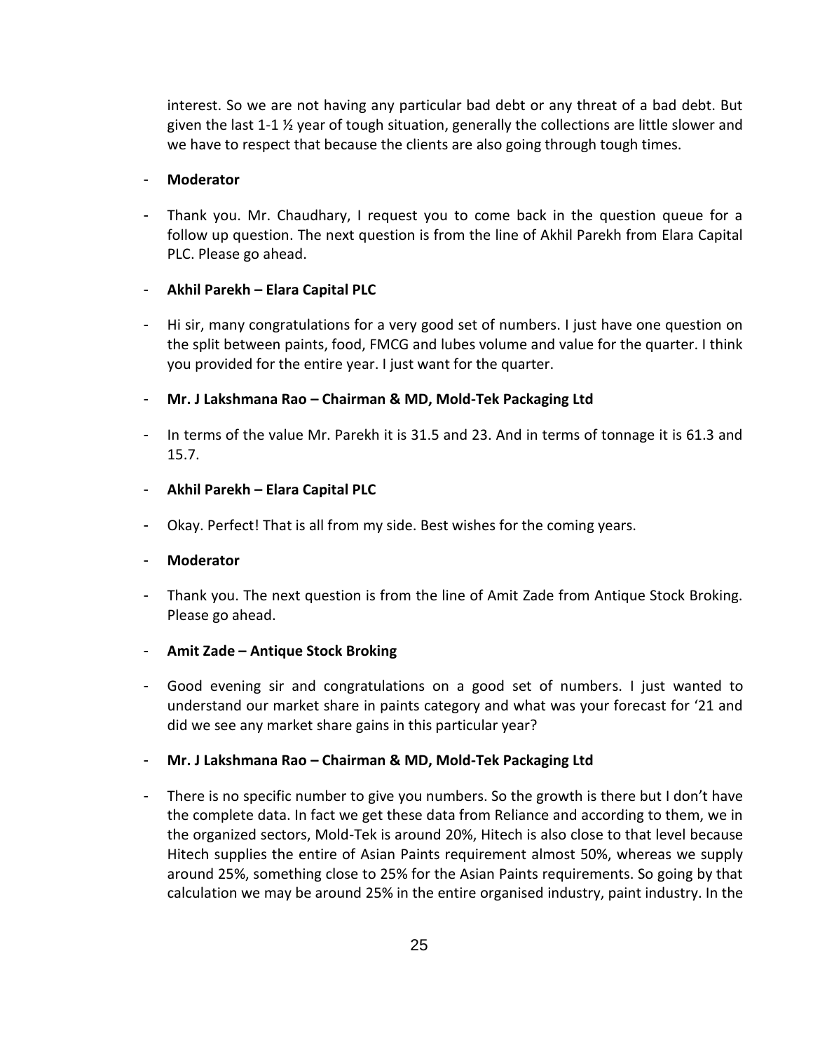interest. So we are not having any particular bad debt or any threat of a bad debt. But given the last 1-1 ½ year of tough situation, generally the collections are little slower and we have to respect that because the clients are also going through tough times.

- **Moderator**

- Thank you. Mr. Chaudhary, I request you to come back in the question queue for a follow up question. The next question is from the line of Akhil Parekh from Elara Capital PLC. Please go ahead.

- **Akhil Parekh – Elara Capital PLC**

- Hi sir, many congratulations for a very good set of numbers. I just have one question on the split between paints, food, FMCG and lubes volume and value for the quarter. I think you provided for the entire year. I just want for the quarter.

- **Mr. J Lakshmana Rao – Chairman & MD, Mold-Tek Packaging Ltd**

- In terms of the value Mr. Parekh it is 31.5 and 23. And in terms of tonnage it is 61.3 and 15.7.

- **Akhil Parekh – Elara Capital PLC**

- Okay. Perfect! That is all from my side. Best wishes for the coming years.

- **Moderator**

- Thank you. The next question is from the line of Amit Zade from Antique Stock Broking. Please go ahead.

- **Amit Zade – Antique Stock Broking**

- Good evening sir and congratulations on a good set of numbers. I just wanted to understand our market share in paints category and what was your forecast for '21 and did we see any market share gains in this particular year?

- **Mr. J Lakshmana Rao – Chairman & MD, Mold-Tek Packaging Ltd**

- There is no specific number to give you numbers. So the growth is there but I don't have the complete data. In fact we get these data from Reliance and according to them, we in the organized sectors, Mold-Tek is around 20%, Hitech is also close to that level because Hitech supplies the entire of Asian Paints requirement almost 50%, whereas we supply around 25%, something close to 25% for the Asian Paints requirements. So going by that calculation we may be around 25% in the entire organised industry, paint industry. In the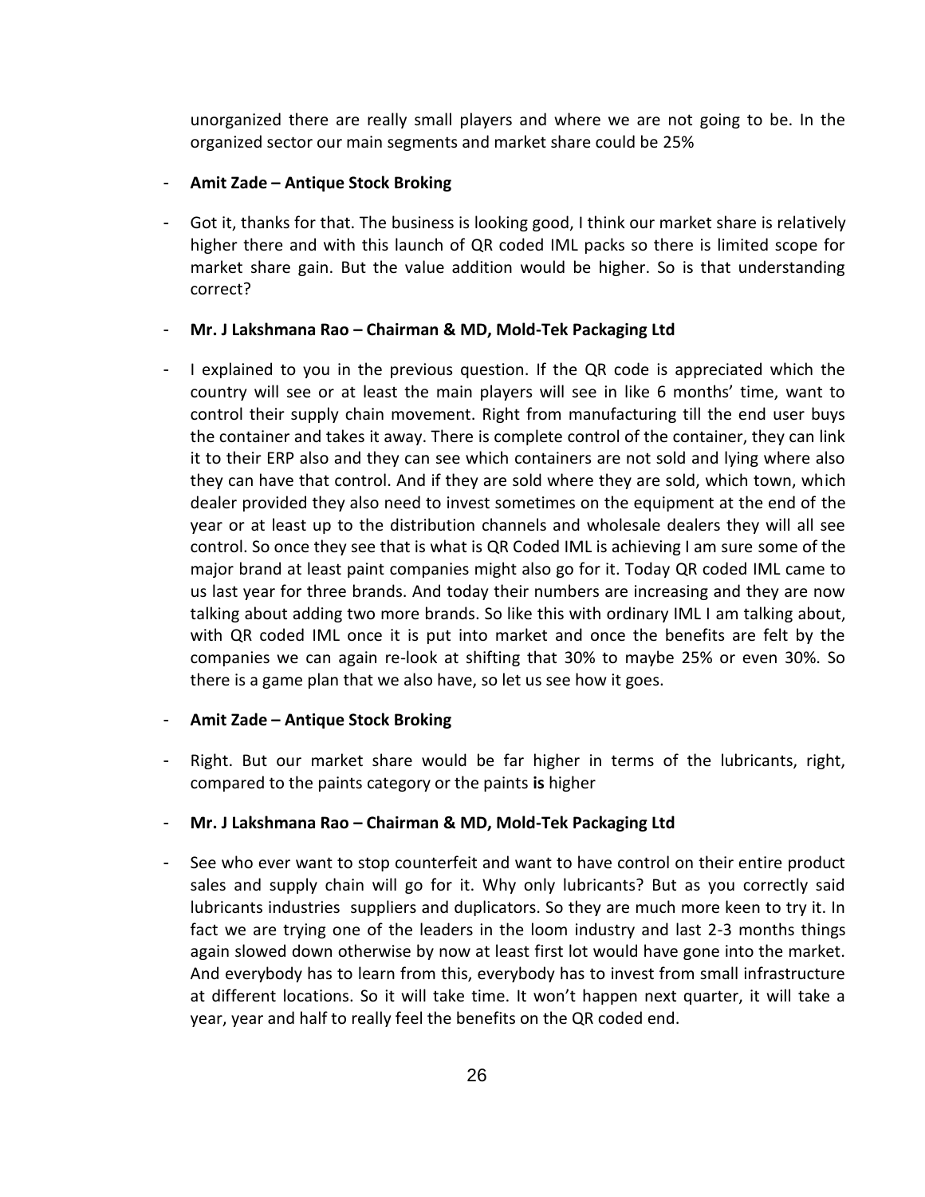unorganized there are really small players and where we are not going to be. In the organized sector our main segments and market share could be 25%

- **Amit Zade – Antique Stock Broking**

- Got it, thanks for that. The business is looking good, I think our market share is relatively higher there and with this launch of QR coded IML packs so there is limited scope for market share gain. But the value addition would be higher. So is that understanding correct?

- **Mr. J Lakshmana Rao – Chairman & MD, Mold-Tek Packaging Ltd**

- I explained to you in the previous question. If the QR code is appreciated which the country will see or at least the main players will see in like 6 months' time, want to control their supply chain movement. Right from manufacturing till the end user buys the container and takes it away. There is complete control of the container, they can link it to their ERP also and they can see which containers are not sold and lying where also they can have that control. And if they are sold where they are sold, which town, which dealer provided they also need to invest sometimes on the equipment at the end of the year or at least up to the distribution channels and wholesale dealers they will all see control. So once they see that is what is QR Coded IML is achieving I am sure some of the major brand at least paint companies might also go for it. Today QR coded IML came to us last year for three brands. And today their numbers are increasing and they are now talking about adding two more brands. So like this with ordinary IML I am talking about, with QR coded IML once it is put into market and once the benefits are felt by the companies we can again re-look at shifting that 30% to maybe 25% or even 30%. So there is a game plan that we also have, so let us see how it goes.

- **Amit Zade – Antique Stock Broking**

- Right. But our market share would be far higher in terms of the lubricants, right, compared to the paints category or the paints **is** higher

- **Mr. J Lakshmana Rao – Chairman & MD, Mold-Tek Packaging Ltd**

- See who ever want to stop counterfeit and want to have control on their entire product sales and supply chain will go for it. Why only lubricants? But as you correctly said lubricants industries suppliers and duplicators. So they are much more keen to try it. In fact we are trying one of the leaders in the loom industry and last 2-3 months things again slowed down otherwise by now at least first lot would have gone into the market. And everybody has to learn from this, everybody has to invest from small infrastructure at different locations. So it will take time. It won't happen next quarter, it will take a year, year and half to really feel the benefits on the QR coded end.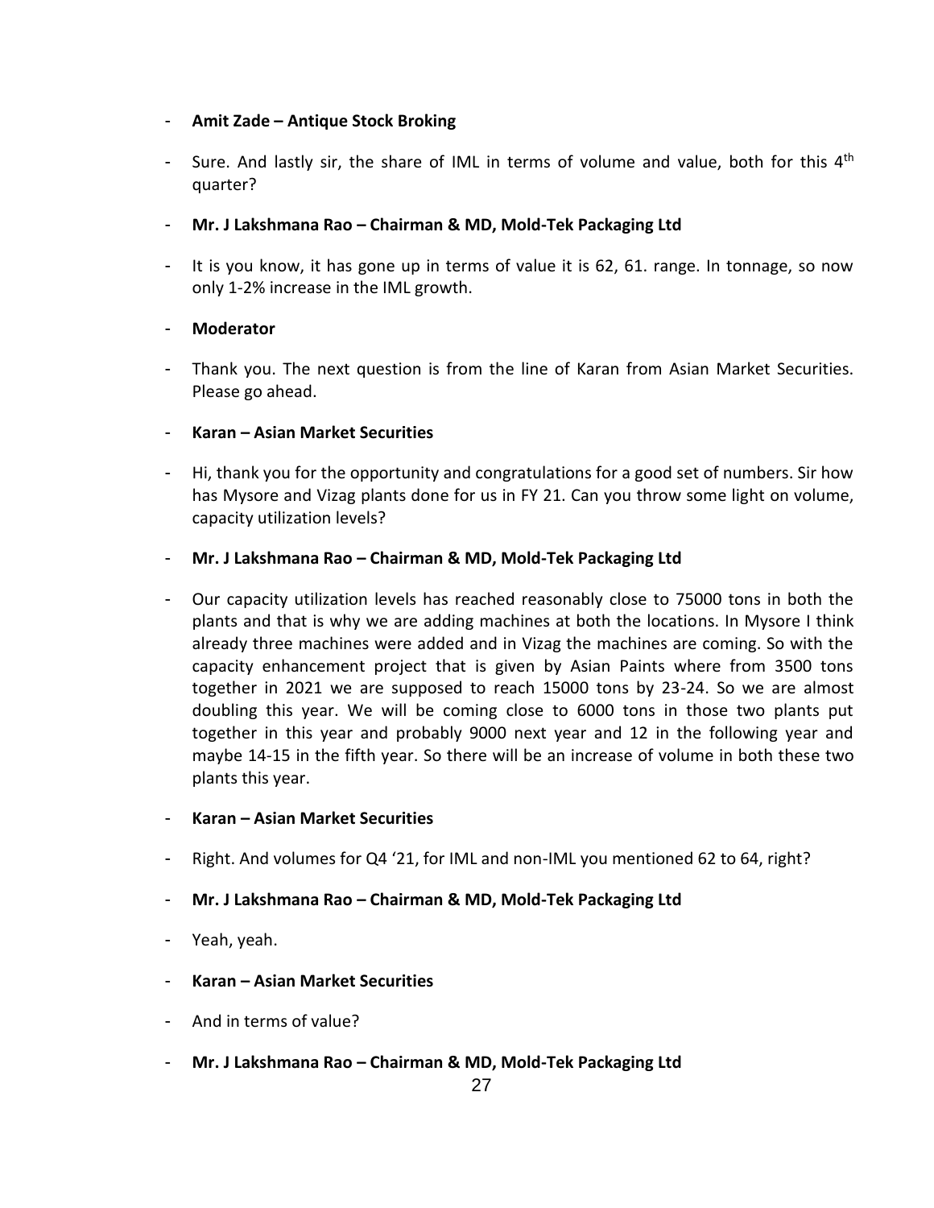- **Amit Zade – Antique Stock Broking**

- Sure. And lastly sir, the share of IML in terms of volume and value, both for this 4th quarter?

- **Mr. J Lakshmana Rao – Chairman & MD, Mold-Tek Packaging Ltd**

- It is you know, it has gone up in terms of value it is 62, 61. range. In tonnage, so now only 1-2% increase in the IML growth.

- **Moderator**

- Thank you. The next question is from the line of Karan from Asian Market Securities. Please go ahead.

- **Karan – Asian Market Securities**

- Hi, thank you for the opportunity and congratulations for a good set of numbers. Sir how has Mysore and Vizag plants done for us in FY 21. Can you throw some light on volume, capacity utilization levels?

- **Mr. J Lakshmana Rao – Chairman & MD, Mold-Tek Packaging Ltd**

- Our capacity utilization levels has reached reasonably close to 75000 tons in both the plants and that is why we are adding machines at both the locations. In Mysore I think already three machines were added and in Vizag the machines are coming. So with the capacity enhancement project that is given by Asian Paints where from 3500 tons together in 2021 we are supposed to reach 15000 tons by 23-24. So we are almost doubling this year. We will be coming close to 6000 tons in those two plants put together in this year and probably 9000 next year and 12 in the following year and maybe 14-15 in the fifth year. So there will be an increase of volume in both these two plants this year.

- **Karan – Asian Market Securities**

- Right. And volumes for Q4 '21, for IML and non-IML you mentioned 62 to 64, right?

- **Mr. J Lakshmana Rao – Chairman & MD, Mold-Tek Packaging Ltd**

- Yeah, yeah.

- **Karan – Asian Market Securities**

- And in terms of value?

- **Mr. J Lakshmana Rao – Chairman & MD, Mold-Tek Packaging Ltd**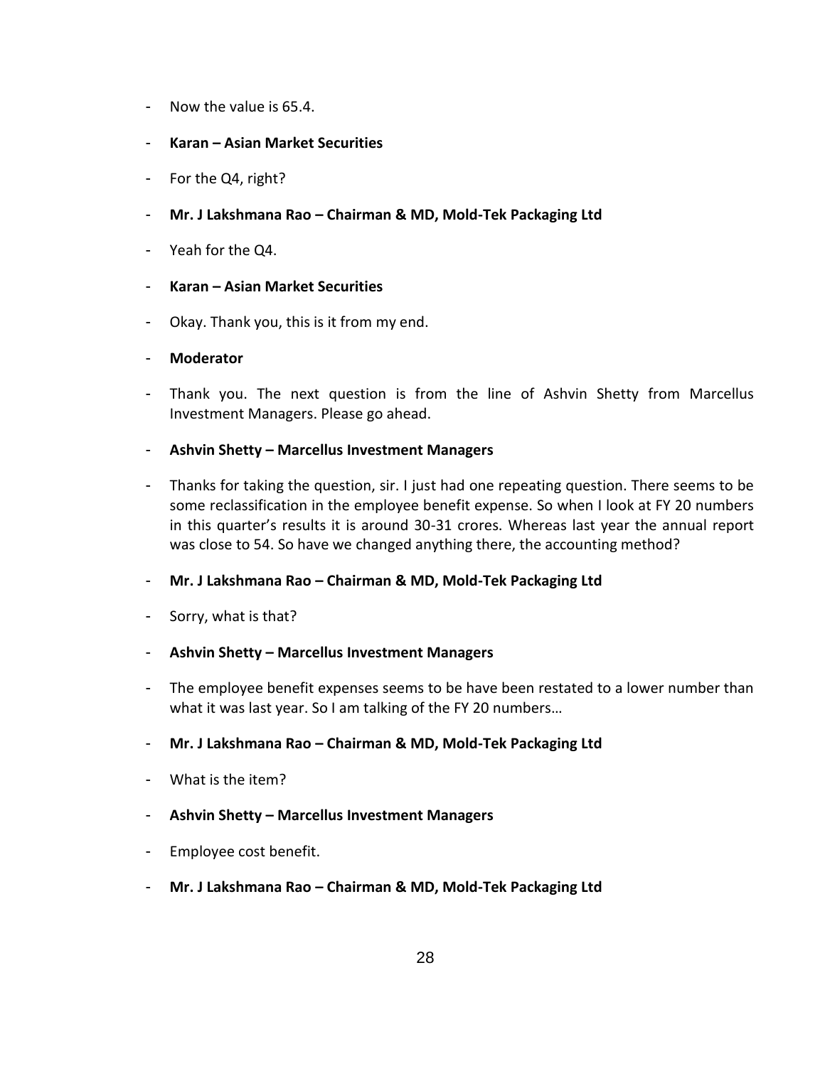- Now the value is 65.4.
- **Karan – Asian Market Securities**
- For the Q4, right?
- **Mr. J Lakshmana Rao – Chairman & MD, Mold-Tek Packaging Ltd**
- Yeah for the Q4.
- **Karan – Asian Market Securities**
- Okay. Thank you, this is it from my end.
- **Moderator**
- Thank you. The next question is from the line of Ashvin Shetty from Marcellus Investment Managers. Please go ahead.
- **Ashvin Shetty – Marcellus Investment Managers**
- Thanks for taking the question, sir. I just had one repeating question. There seems to be some reclassification in the employee benefit expense. So when I look at FY 20 numbers in this quarter's results it is around 30-31 crores. Whereas last year the annual report was close to 54. So have we changed anything there, the accounting method?
- **Mr. J Lakshmana Rao – Chairman & MD, Mold-Tek Packaging Ltd**
- Sorry, what is that?
- **Ashvin Shetty – Marcellus Investment Managers**
- The employee benefit expenses seems to be have been restated to a lower number than what it was last year. So I am talking of the FY 20 numbers…
- **Mr. J Lakshmana Rao – Chairman & MD, Mold-Tek Packaging Ltd**
- What is the item?
- **Ashvin Shetty – Marcellus Investment Managers**
- Employee cost benefit.
- **Mr. J Lakshmana Rao – Chairman & MD, Mold-Tek Packaging Ltd**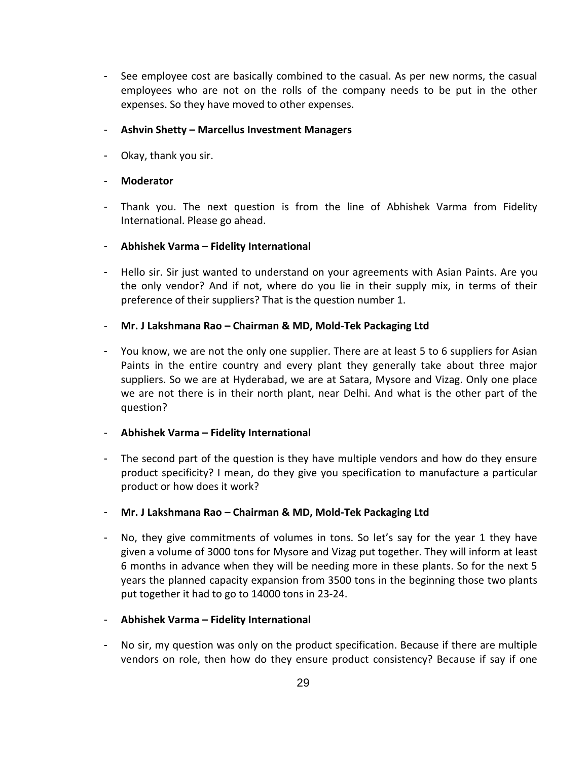- See employee cost are basically combined to the casual. As per new norms, the casual employees who are not on the rolls of the company needs to be put in the other expenses. So they have moved to other expenses.

- **Ashvin Shetty – Marcellus Investment Managers**

- Okay, thank you sir.

- **Moderator**

- Thank you. The next question is from the line of Abhishek Varma from Fidelity International. Please go ahead.

- **Abhishek Varma – Fidelity International**

- Hello sir. Sir just wanted to understand on your agreements with Asian Paints. Are you the only vendor? And if not, where do you lie in their supply mix, in terms of their preference of their suppliers? That is the question number 1.

- **Mr. J Lakshmana Rao – Chairman & MD, Mold-Tek Packaging Ltd**

- You know, we are not the only one supplier. There are at least 5 to 6 suppliers for Asian Paints in the entire country and every plant they generally take about three major suppliers. So we are at Hyderabad, we are at Satara, Mysore and Vizag. Only one place we are not there is in their north plant, near Delhi. And what is the other part of the question?

- **Abhishek Varma – Fidelity International**

- The second part of the question is they have multiple vendors and how do they ensure product specificity? I mean, do they give you specification to manufacture a particular product or how does it work?

- **Mr. J Lakshmana Rao – Chairman & MD, Mold-Tek Packaging Ltd**

- No, they give commitments of volumes in tons. So let's say for the year 1 they have given a volume of 3000 tons for Mysore and Vizag put together. They will inform at least 6 months in advance when they will be needing more in these plants. So for the next 5 years the planned capacity expansion from 3500 tons in the beginning those two plants put together it had to go to 14000 tons in 23-24.

- **Abhishek Varma – Fidelity International**

- No sir, my question was only on the product specification. Because if there are multiple vendors on role, then how do they ensure product consistency? Because if say if one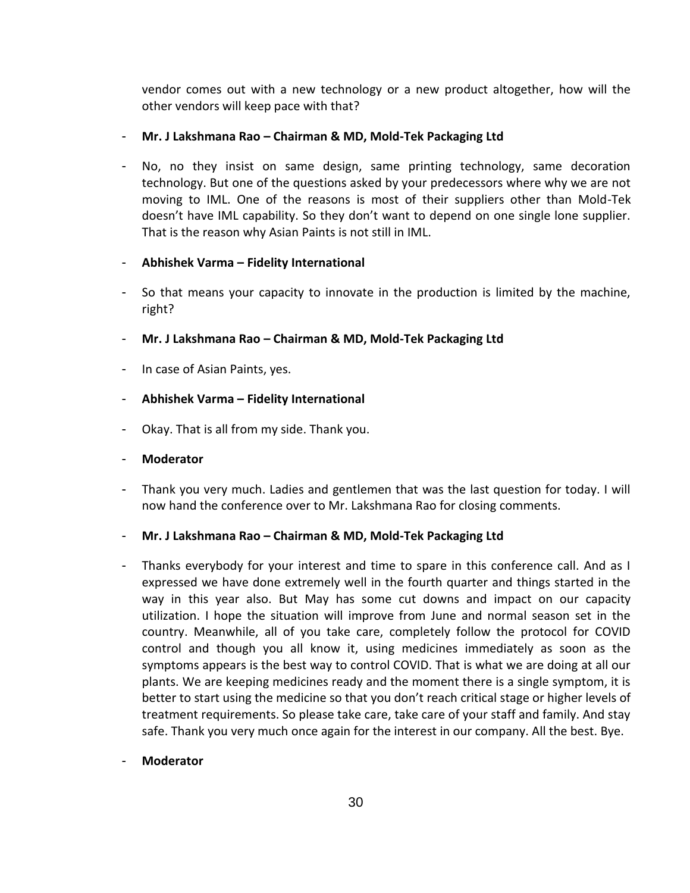vendor comes out with a new technology or a new product altogether, how will the other vendors will keep pace with that?

- **Mr. J Lakshmana Rao – Chairman & MD, Mold-Tek Packaging Ltd**

- No, no they insist on same design, same printing technology, same decoration technology. But one of the questions asked by your predecessors where why we are not moving to IML. One of the reasons is most of their suppliers other than Mold-Tek doesn't have IML capability. So they don't want to depend on one single lone supplier. That is the reason why Asian Paints is not still in IML.

- **Abhishek Varma – Fidelity International**

- So that means your capacity to innovate in the production is limited by the machine, right?

- **Mr. J Lakshmana Rao – Chairman & MD, Mold-Tek Packaging Ltd**

- In case of Asian Paints, yes.

- **Abhishek Varma – Fidelity International**

- Okay. That is all from my side. Thank you.

- **Moderator**

- Thank you very much. Ladies and gentlemen that was the last question for today. I will now hand the conference over to Mr. Lakshmana Rao for closing comments.

- **Mr. J Lakshmana Rao – Chairman & MD, Mold-Tek Packaging Ltd**

- Thanks everybody for your interest and time to spare in this conference call. And as I expressed we have done extremely well in the fourth quarter and things started in the way in this year also. But May has some cut downs and impact on our capacity utilization. I hope the situation will improve from June and normal season set in the country. Meanwhile, all of you take care, completely follow the protocol for COVID control and though you all know it, using medicines immediately as soon as the symptoms appears is the best way to control COVID. That is what we are doing at all our plants. We are keeping medicines ready and the moment there is a single symptom, it is better to start using the medicine so that you don't reach critical stage or higher levels of treatment requirements. So please take care, take care of your staff and family. And stay safe. Thank you very much once again for the interest in our company. All the best. Bye.

- **Moderator**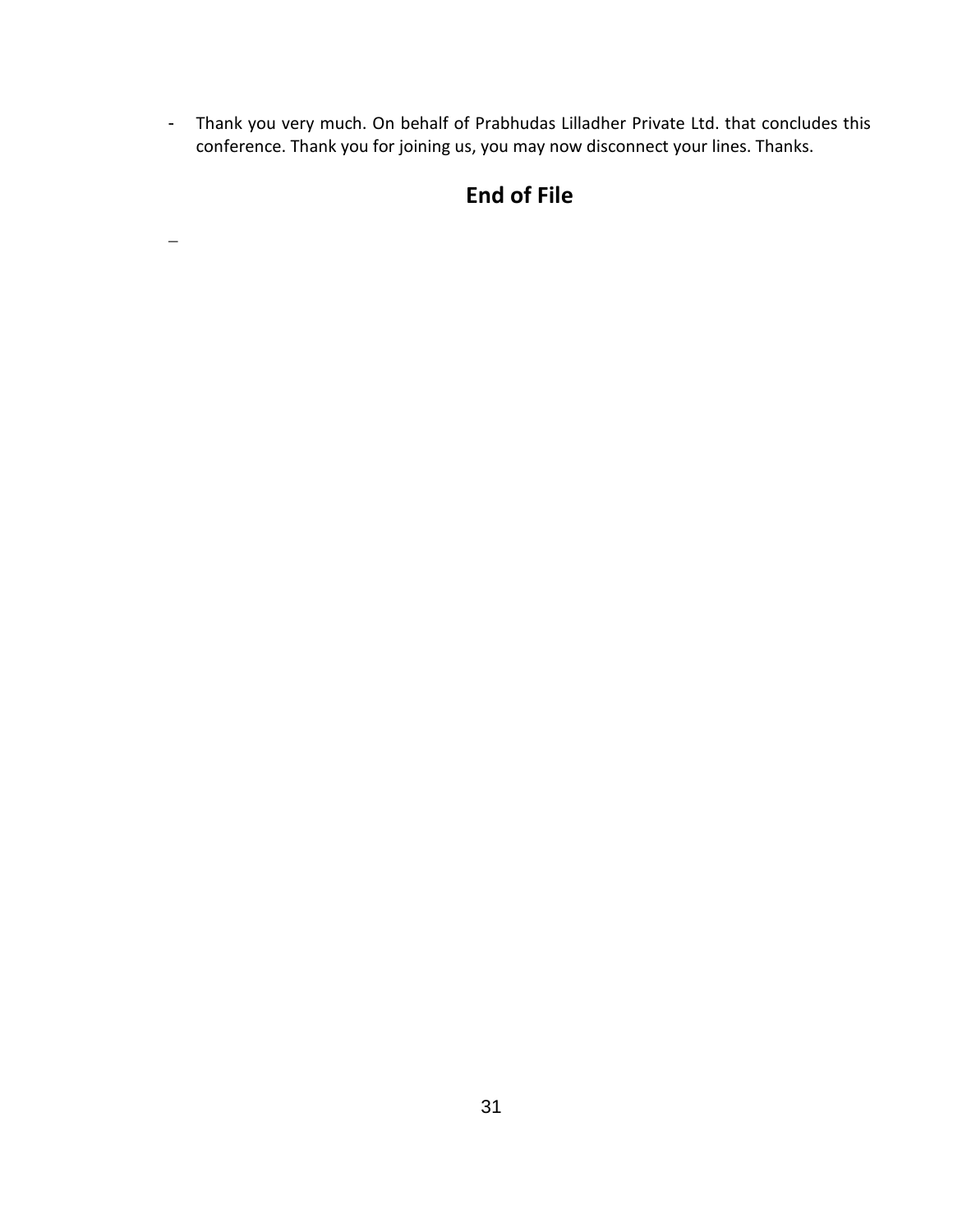- Thank you very much. On behalf of Prabhudas Lilladher Private Ltd. that concludes this conference. Thank you for joining us, you may now disconnect your lines. Thanks.

## End of File

–